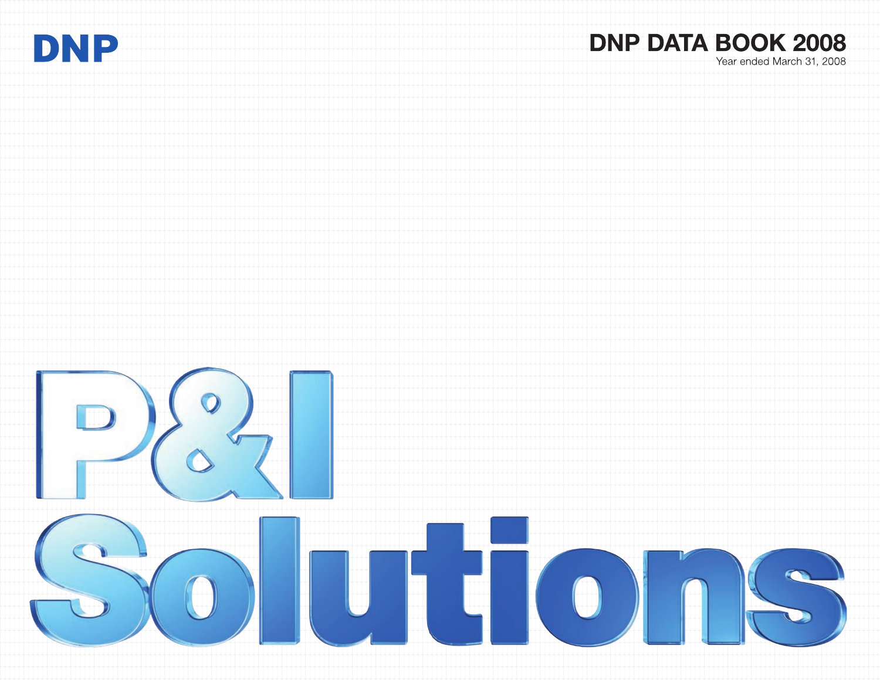DNP

# DNP DATA BOOK 2008

Year ended March 31, 2008

# P&I Solutions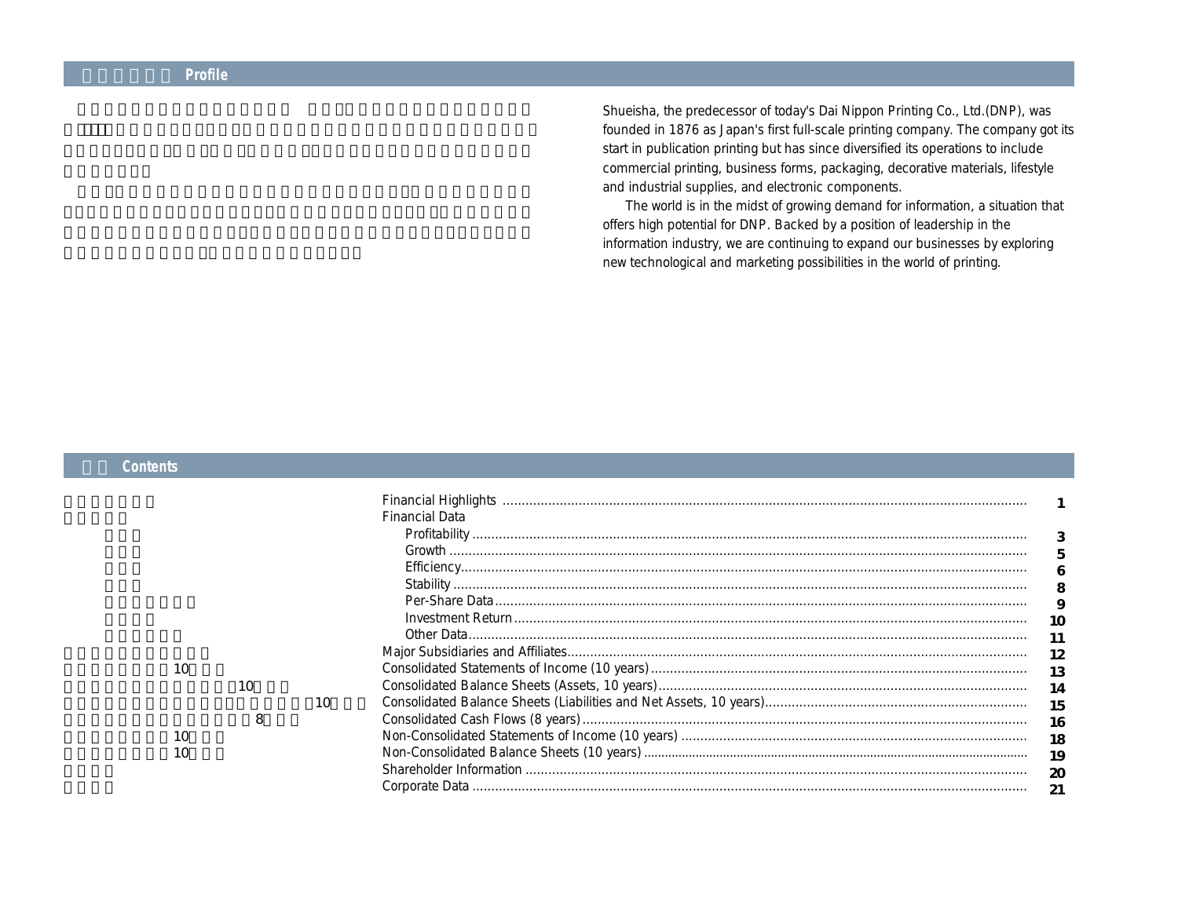## Profile

Shueisha, the predecessor of today's Dai Nippon Printing Co., Ltd.(DNP), was founded in 1876 as Japan's first full-scale printing company. The company got its start in publication printing but has since diversified its operations to include commercial printing, business forms, packaging, decorative materials, lifestyle and industrial supplies, and electronic components.

The world is in the midst of growing demand for information, a situation that offers high potential for DNP. Backed by a position of leadership in the information industry, we are continuing to expand our businesses by exploring new technological and marketing possibilities in the world of printing.

## Contents

| | |
|---|---|
| Financial Highlights | 1 |
| Financial Data | |
| Profitability | 3 |
| Growth | 5 |
| Efficiency | 6 |
| Stability | 8 |
| Per-Share Data | 9 |
| Investment Return | 10 |
| Other Data | 11 |
| Major Subsidiaries and Affiliates | 12 |
| Consolidated Statements of Income (10 years) | 13 |
| Consolidated Balance Sheets (Assets, 10 years) | 14 |
| Consolidated Balance Sheets (Liabilities and Net Assets, 10 years) | 15 |
| Consolidated Cash Flows (8 years) | 16 |
| Non-Consolidated Statements of Income (10 years) | 18 |
| Non-Consolidated Balance Sheets (10 years) | 19 |
| Shareholder Information | 20 |
| Corporate Data | 21 |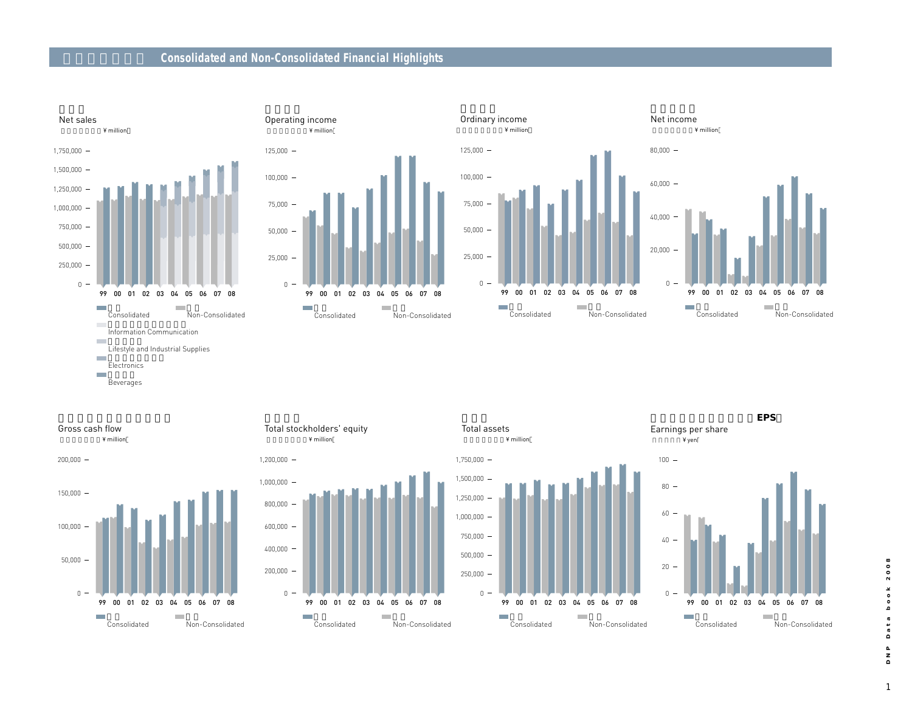## Consolidated and Non-Consolidated Financial Highlights

### Net sales
(¥ million)

1,750,000 / 1,500,000 / 1,250,000 / 1,000,000 / 750,000 / 500,000 / 250,000 / 0

99 00 01 02 03 04 05 06 07 08

- Consolidated
- Non-Consolidated
- Information Communication
- Lifestyle and Industrial Supplies
- Electronics
- Beverages

### Operating income
(¥ million)

125,000 / 100,000 / 75,000 / 50,000 / 25,000 / 0

99 00 01 02 03 04 05 06 07 08

- Consolidated
- Non-Consolidated

### Ordinary income
(¥ million)

125,000 / 100,000 / 75,000 / 50,000 / 25,000 / 0

99 00 01 02 03 04 05 06 07 08

- Consolidated
- Non-Consolidated

### Net income
(¥ million)

80,000 / 60,000 / 40,000 / 20,000 / 0

99 00 01 02 03 04 05 06 07 08

- Consolidated
- Non-Consolidated

### Gross cash flow
(¥ million)

200,000 / 150,000 / 100,000 / 50,000 / 0

99 00 01 02 03 04 05 06 07 08

- Consolidated
- Non-Consolidated

### Total stockholders' equity
(¥ million)

1,200,000 / 1,000,000 / 800,000 / 600,000 / 400,000 / 200,000 / 0

99 00 01 02 03 04 05 06 07 08

- Consolidated
- Non-Consolidated

### Total assets
(¥ million)

1,750,000 / 1,500,000 / 1,250,000 / 1,000,000 / 750,000 / 500,000 / 250,000 / 0

99 00 01 02 03 04 05 06 07 08

- Consolidated
- Non-Consolidated

### EPS
Earnings per share
(¥ yen)

100 / 80 / 60 / 40 / 20 / 0

99 00 01 02 03 04 05 06 07 08

- Consolidated
- Non-Consolidated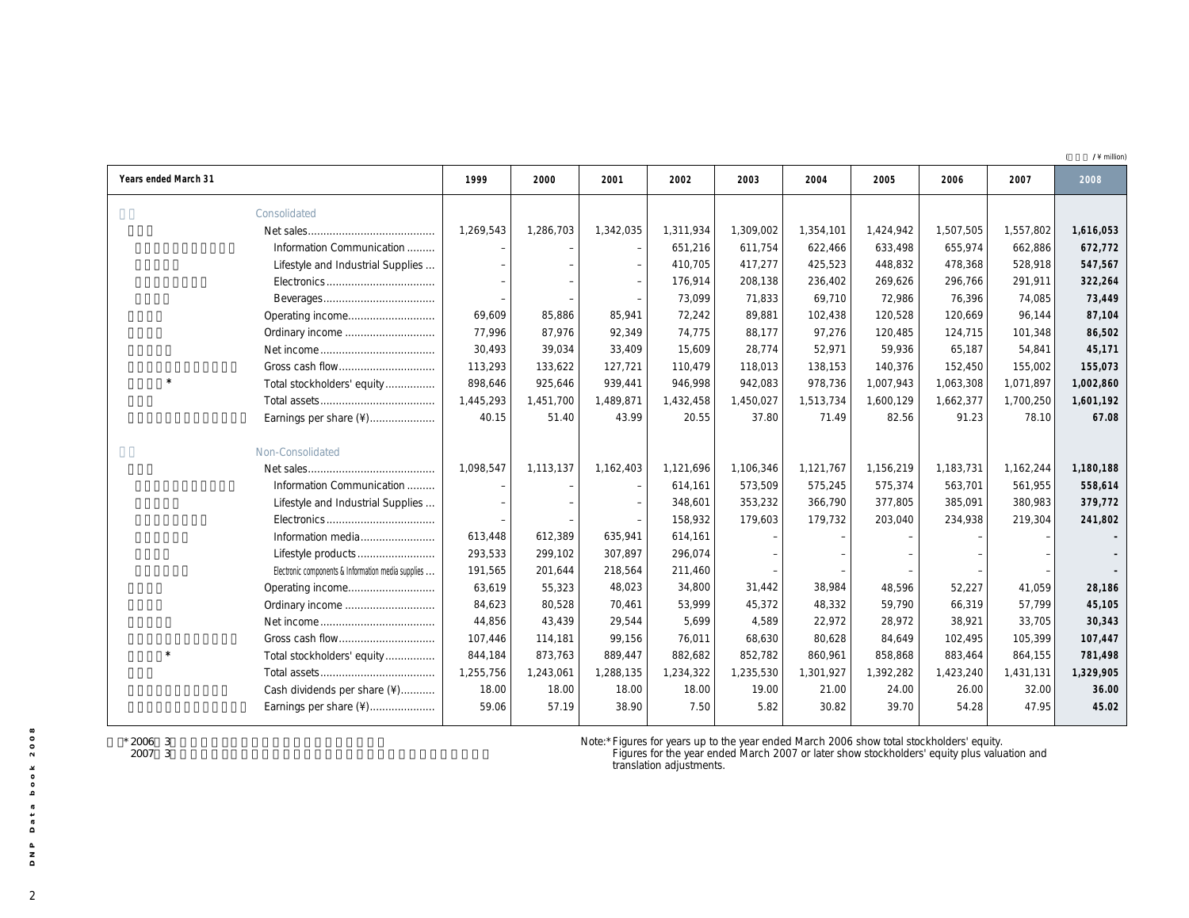(¥ million)

| Years ended March 31 | 1999 | 2000 | 2001 | 2002 | 2003 | 2004 | 2005 | 2006 | 2007 | 2008 |
|---|---|---|---|---|---|---|---|---|---|---|
| **Consolidated** | | | | | | | | | | |
| Net sales | 1,269,543 | 1,286,703 | 1,342,035 | 1,311,934 | 1,309,002 | 1,354,101 | 1,424,942 | 1,507,505 | 1,557,802 | **1,616,053** |
| Information Communication | – | – | – | 651,216 | 611,754 | 622,466 | 633,498 | 655,974 | 662,886 | **672,772** |
| Lifestyle and Industrial Supplies | – | – | – | 410,705 | 417,277 | 425,523 | 448,832 | 478,368 | 528,918 | **547,567** |
| Electronics | – | – | – | 176,914 | 208,138 | 236,402 | 269,626 | 296,766 | 291,911 | **322,264** |
| Beverages | – | – | – | 73,099 | 71,833 | 69,710 | 72,986 | 76,396 | 74,085 | **73,449** |
| Operating income | 69,609 | 85,886 | 85,941 | 72,242 | 89,881 | 102,438 | 120,528 | 120,669 | 96,144 | **87,104** |
| Ordinary income | 77,996 | 87,976 | 92,349 | 74,775 | 88,177 | 97,276 | 120,485 | 124,715 | 101,348 | **86,502** |
| Net income | 30,493 | 39,034 | 33,409 | 15,609 | 28,774 | 52,971 | 59,936 | 65,187 | 54,841 | **45,171** |
| Gross cash flow | 113,293 | 133,622 | 127,721 | 110,479 | 118,013 | 138,153 | 140,376 | 152,450 | 155,002 | **155,073** |
| Total stockholders' equity* | 898,646 | 925,646 | 939,441 | 946,998 | 942,083 | 978,736 | 1,007,943 | 1,063,308 | 1,071,897 | **1,002,860** |
| Total assets | 1,445,293 | 1,451,700 | 1,489,871 | 1,432,458 | 1,450,027 | 1,513,734 | 1,600,129 | 1,662,377 | 1,700,250 | **1,601,192** |
| Earnings per share (¥) | 40.15 | 51.40 | 43.99 | 20.55 | 37.80 | 71.49 | 82.56 | 91.23 | 78.10 | **67.08** |
| **Non-Consolidated** | | | | | | | | | | |
| Net sales | 1,098,547 | 1,113,137 | 1,162,403 | 1,121,696 | 1,106,346 | 1,121,767 | 1,156,219 | 1,183,731 | 1,162,244 | **1,180,188** |
| Information Communication | – | – | – | 614,161 | 573,509 | 575,245 | 575,374 | 563,701 | 561,955 | **558,614** |
| Lifestyle and Industrial Supplies | – | – | – | 348,601 | 353,232 | 366,790 | 377,805 | 385,091 | 380,983 | **379,772** |
| Electronics | – | – | – | 158,932 | 179,603 | 179,732 | 203,040 | 234,938 | 219,304 | **241,802** |
| Information media | 613,448 | 612,389 | 635,941 | 614,161 | – | – | – | – | – | **-** |
| Lifestyle products | 293,533 | 299,102 | 307,897 | 296,074 | – | – | – | – | – | **-** |
| Electronic components & Information media supplies | 191,565 | 201,644 | 218,564 | 211,460 | – | – | – | – | – | **-** |
| Operating income | 63,619 | 55,323 | 48,023 | 34,800 | 31,442 | 38,984 | 48,596 | 52,227 | 41,059 | **28,186** |
| Ordinary income | 84,623 | 80,528 | 70,461 | 53,999 | 45,372 | 48,332 | 59,790 | 66,319 | 57,799 | **45,105** |
| Net income | 44,856 | 43,439 | 29,544 | 5,699 | 4,589 | 22,972 | 28,972 | 38,921 | 33,705 | **30,343** |
| Gross cash flow | 107,446 | 114,181 | 99,156 | 76,011 | 68,630 | 80,628 | 84,649 | 102,495 | 105,399 | **107,447** |
| Total stockholders' equity* | 844,184 | 873,763 | 889,447 | 882,682 | 852,782 | 860,961 | 858,868 | 883,464 | 864,155 | **781,498** |
| Total assets | 1,255,756 | 1,243,061 | 1,288,135 | 1,234,322 | 1,235,530 | 1,301,927 | 1,392,282 | 1,423,240 | 1,431,131 | **1,329,905** |
| Cash dividends per share (¥) | 18.00 | 18.00 | 18.00 | 18.00 | 19.00 | 21.00 | 24.00 | 26.00 | 32.00 | **36.00** |
| Earnings per share (¥) | 59.06 | 57.19 | 38.90 | 7.50 | 5.82 | 30.82 | 39.70 | 54.28 | 47.95 | **45.02** |

Note:* Figures for years up to the year ended March 2006 show total stockholders' equity.
Figures for the year ended March 2007 or later show stockholders' equity plus valuation and translation adjustments.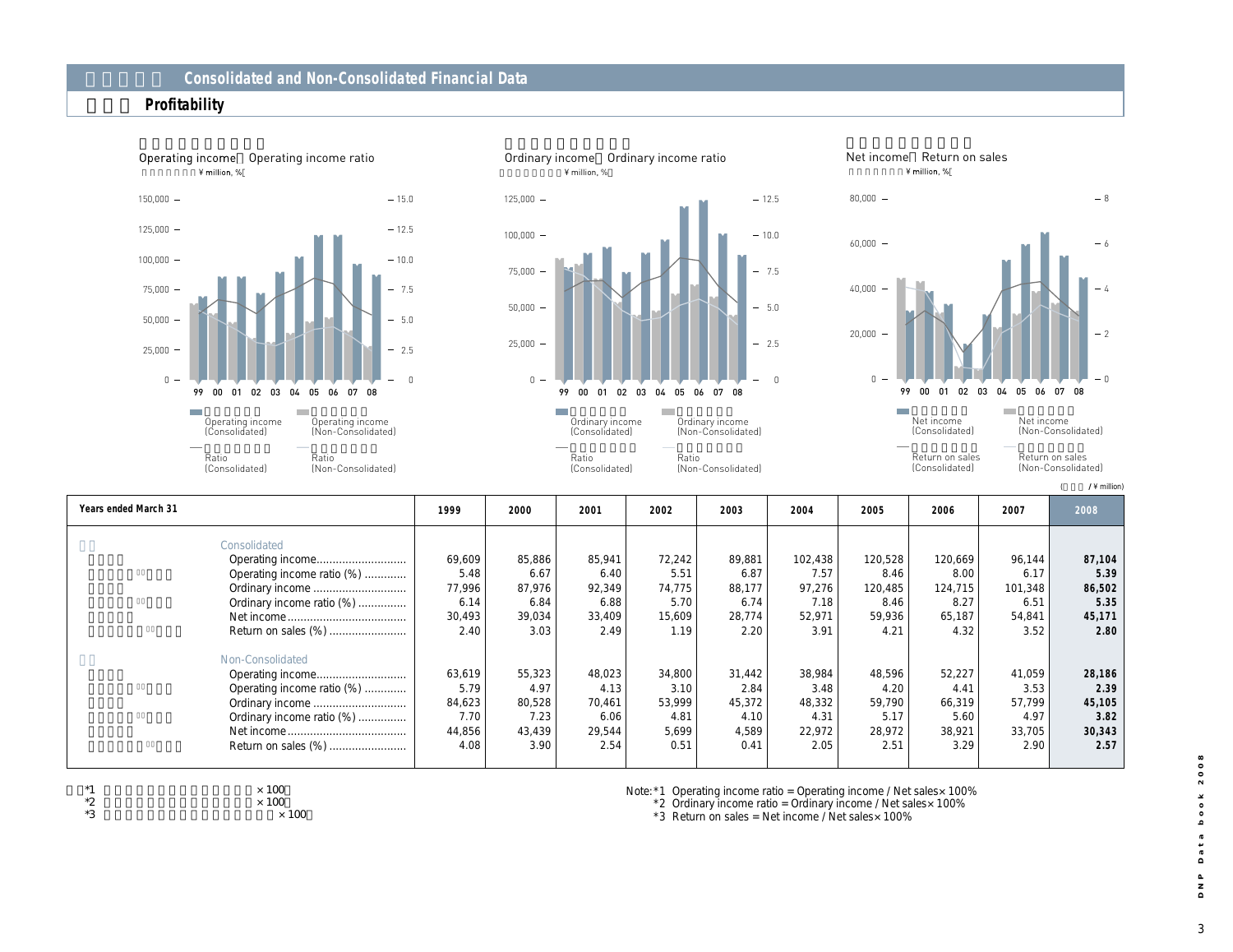# Consolidated and Non-Consolidated Financial Data

## Profitability

Operating income／Operating income ratio
¥ million, %

Ordinary income／Ordinary income ratio
¥ million, %

Net income／Return on sales
¥ million, %

(¥ million)

| Years ended March 31 | 1999 | 2000 | 2001 | 2002 | 2003 | 2004 | 2005 | 2006 | 2007 | 2008 |
|---|---|---|---|---|---|---|---|---|---|---|
| Consolidated | | | | | | | | | | |
| Operating income | 69,609 | 85,886 | 85,941 | 72,242 | 89,881 | 102,438 | 120,528 | 120,669 | 96,144 | **87,104** |
| Operating income ratio (%) | 5.48 | 6.67 | 6.40 | 5.51 | 6.87 | 7.57 | 8.46 | 8.00 | 6.17 | **5.39** |
| Ordinary income | 77,996 | 87,976 | 92,349 | 74,775 | 88,177 | 97,276 | 120,485 | 124,715 | 101,348 | **86,502** |
| Ordinary income ratio (%) | 6.14 | 6.84 | 6.88 | 5.70 | 6.74 | 7.18 | 8.46 | 8.27 | 6.51 | **5.35** |
| Net income | 30,493 | 39,034 | 33,409 | 15,609 | 28,774 | 52,971 | 59,936 | 65,187 | 54,841 | **45,171** |
| Return on sales (%) | 2.40 | 3.03 | 2.49 | 1.19 | 2.20 | 3.91 | 4.21 | 4.32 | 3.52 | **2.80** |
| Non-Consolidated | | | | | | | | | | |
| Operating income | 63,619 | 55,323 | 48,023 | 34,800 | 31,442 | 38,984 | 48,596 | 52,227 | 41,059 | **28,186** |
| Operating income ratio (%) | 5.79 | 4.97 | 4.13 | 3.10 | 2.84 | 3.48 | 4.20 | 4.41 | 3.53 | **2.39** |
| Ordinary income | 84,623 | 80,528 | 70,461 | 53,999 | 45,372 | 48,332 | 59,790 | 66,319 | 57,799 | **45,105** |
| Ordinary income ratio (%) | 7.70 | 7.23 | 6.06 | 4.81 | 4.10 | 4.31 | 5.17 | 5.60 | 4.97 | **3.82** |
| Net income | 44,856 | 43,439 | 29,544 | 5,699 | 4,589 | 22,972 | 28,972 | 38,921 | 33,705 | **30,343** |
| Return on sales (%) | 4.08 | 3.90 | 2.54 | 0.51 | 0.41 | 2.05 | 2.51 | 3.29 | 2.90 | **2.57** |

Note: *1 Operating income ratio = Operating income / Net sales × 100%
*2 Ordinary income ratio = Ordinary income / Net sales × 100%
*3 Return on sales = Net income / Net sales × 100%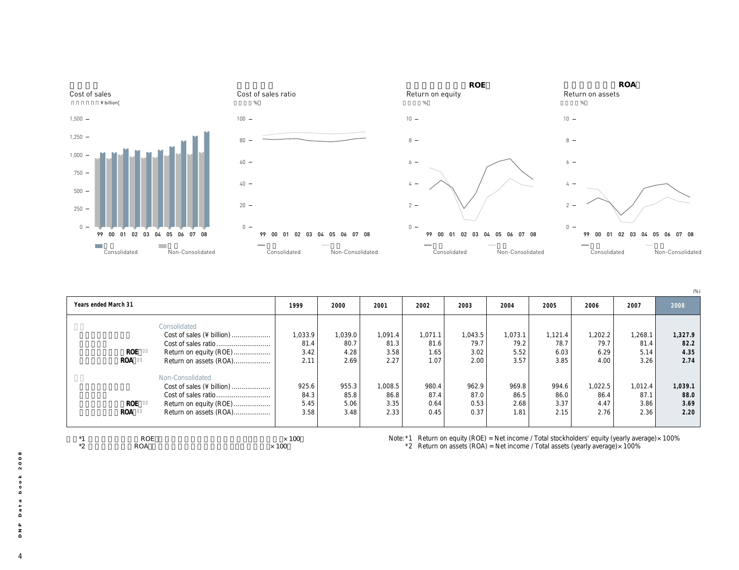## Cost of sales

(¥ billion)

Consolidated / Non-Consolidated

## Cost of sales ratio

(%)

Consolidated / Non-Consolidated

## ROE
## Return on equity

(%)

Consolidated / Non-Consolidated

## ROA
## Return on assets

(%)

Consolidated / Non-Consolidated

(%)

| Years ended March 31 | 1999 | 2000 | 2001 | 2002 | 2003 | 2004 | 2005 | 2006 | 2007 | 2008 |
|---|---|---|---|---|---|---|---|---|---|---|
| **Consolidated** | | | | | | | | | | |
| Cost of sales (¥ billion) | 1,033.9 | 1,039.0 | 1,091.4 | 1,071.1 | 1,043.5 | 1,073.1 | 1,121.4 | 1,202.2 | 1,268.1 | **1,327.9** |
| Cost of sales ratio | 81.4 | 80.7 | 81.3 | 81.6 | 79.7 | 79.2 | 78.7 | 79.7 | 81.4 | **82.2** |
| Return on equity (ROE) | 3.42 | 4.28 | 3.58 | 1.65 | 3.02 | 5.52 | 6.03 | 6.29 | 5.14 | **4.35** |
| Return on assets (ROA) | 2.11 | 2.69 | 2.27 | 1.07 | 2.00 | 3.57 | 3.85 | 4.00 | 3.26 | **2.74** |
| **Non-Consolidated** | | | | | | | | | | |
| Cost of sales (¥ billion) | 925.6 | 955.3 | 1,008.5 | 980.4 | 962.9 | 969.8 | 994.6 | 1,022.5 | 1,012.4 | **1,039.1** |
| Cost of sales ratio | 84.3 | 85.8 | 86.8 | 87.4 | 87.0 | 86.5 | 86.0 | 86.4 | 87.1 | **88.0** |
| Return on equity (ROE) | 5.45 | 5.06 | 3.35 | 0.64 | 0.53 | 2.68 | 3.37 | 4.47 | 3.86 | **3.69** |
| Return on assets (ROA) | 3.58 | 3.48 | 2.33 | 0.45 | 0.37 | 1.81 | 2.15 | 2.76 | 2.36 | **2.20** |

Note: *1 Return on equity (ROE) = Net income / Total stockholders' equity (yearly average) × 100%

*2 Return on assets (ROA) = Net income / Total assets (yearly average) × 100%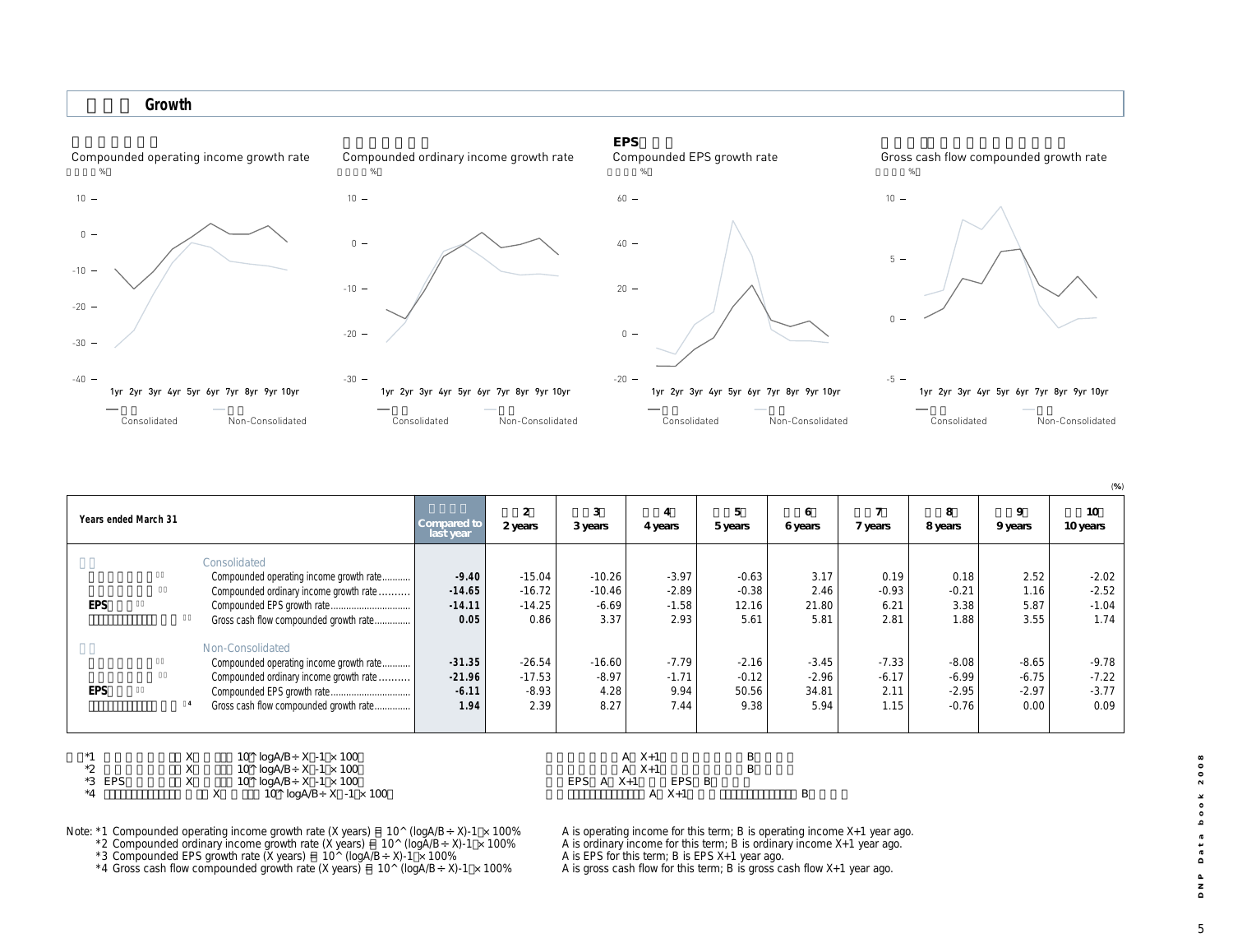## Growth

Compounded operating income growth rate (%)

Compounded ordinary income growth rate (%)

EPS
Compounded EPS growth rate (%)

Gross cash flow compounded growth rate (%)

Consolidated / Non-Consolidated

(%)

| Years ended March 31 | Compared to last year | 2 years | 3 years | 4 years | 5 years | 6 years | 7 years | 8 years | 9 years | 10 years |
|---|---|---|---|---|---|---|---|---|---|---|
| **Consolidated** | | | | | | | | | | |
| Compounded operating income growth rate *1 | -9.40 | -15.04 | -10.26 | -3.97 | -0.63 | 3.17 | 0.19 | 0.18 | 2.52 | -2.02 |
| Compounded ordinary income growth rate *2 | -14.65 | -16.72 | -10.46 | -2.89 | -0.38 | 2.46 | -0.93 | -0.21 | 1.16 | -2.52 |
| EPS Compounded EPS growth rate *3 | -14.11 | -14.25 | -6.69 | -1.58 | 12.16 | 21.80 | 6.21 | 3.38 | 5.87 | -1.04 |
| Gross cash flow compounded growth rate *4 | 0.05 | 0.86 | 3.37 | 2.93 | 5.61 | 5.81 | 2.81 | 1.88 | 3.55 | 1.74 |
| **Non-Consolidated** | | | | | | | | | | |
| Compounded operating income growth rate *1 | -31.35 | -26.54 | -16.60 | -7.79 | -2.16 | -3.45 | -7.33 | -8.08 | -8.65 | -9.78 |
| Compounded ordinary income growth rate *2 | -21.96 | -17.53 | -8.97 | -1.71 | -0.12 | -2.96 | -6.17 | -6.99 | -6.75 | -7.22 |
| EPS Compounded EPS growth rate *3 | -6.11 | -8.93 | 4.28 | 9.94 | 50.56 | 34.81 | 2.11 | -2.95 | -2.97 | -3.77 |
| Gross cash flow compounded growth rate *4 | 1.94 | 2.39 | 8.27 | 7.44 | 9.38 | 5.94 | 1.15 | -0.76 | 0.00 | 0.09 |

Note: *1 Compounded operating income growth rate (X years) = 10^ (logA/B ÷ X)-1 × 100% — A is operating income for this term; B is operating income X+1 year ago.
*2 Compounded ordinary income growth rate (X years) = 10^ (logA/B ÷ X)-1 × 100% — A is ordinary income for this term; B is ordinary income X+1 year ago.
*3 Compounded EPS growth rate (X years) = 10^ (logA/B ÷ X)-1 × 100% — A is EPS for this term; B is EPS X+1 year ago.
*4 Gross cash flow compounded growth rate (X years) = 10^ (logA/B ÷ X)-1 × 100% — A is gross cash flow for this term; B is gross cash flow X+1 year ago.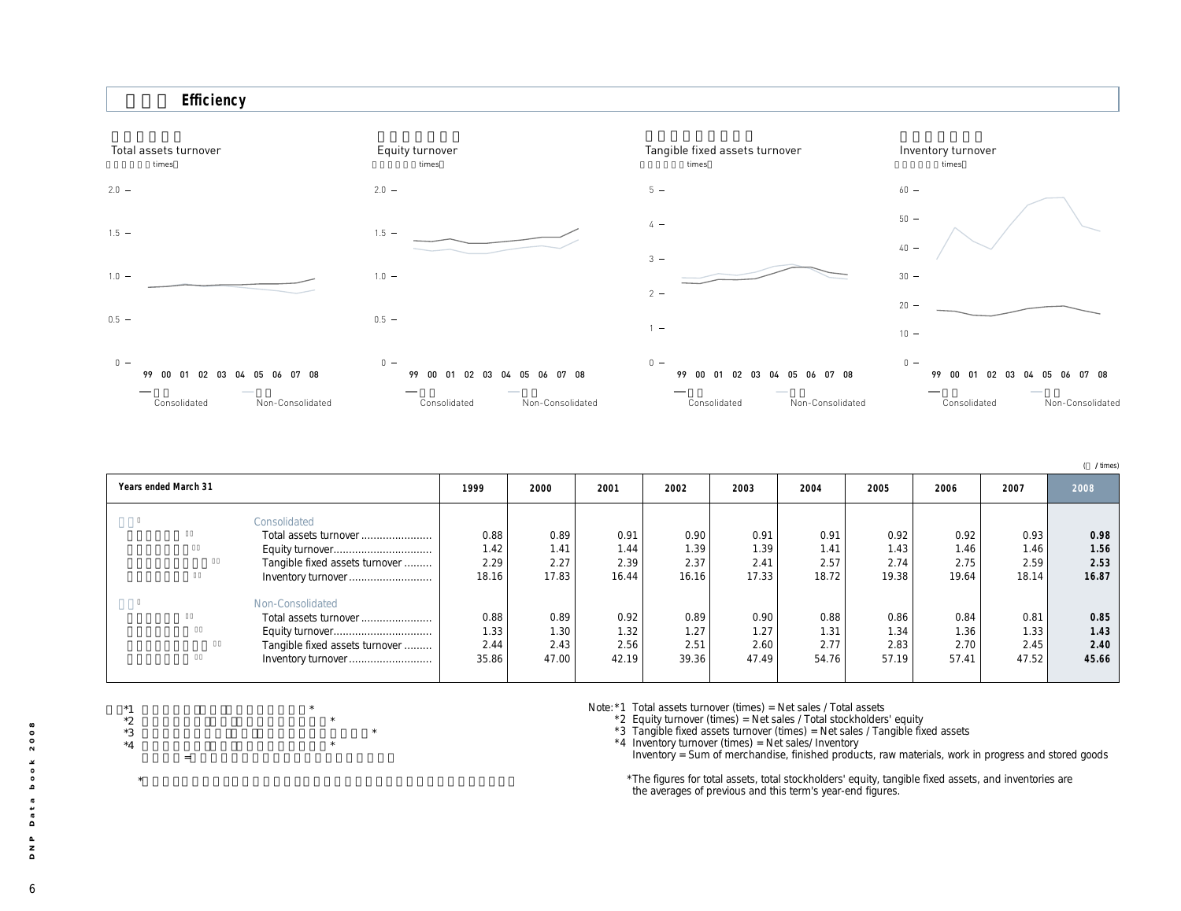## Efficiency

Total assets turnover (times)

Equity turnover (times)

Tangible fixed assets turnover (times)

Inventory turnover (times)

Consolidated / Non-Consolidated

(times)

| Years ended March 31 | 1999 | 2000 | 2001 | 2002 | 2003 | 2004 | 2005 | 2006 | 2007 | 2008 |
|---|---|---|---|---|---|---|---|---|---|---|
| **Consolidated** | | | | | | | | | | |
| Total assets turnover | 0.88 | 0.89 | 0.91 | 0.90 | 0.91 | 0.91 | 0.92 | 0.92 | 0.93 | **0.98** |
| Equity turnover | 1.42 | 1.41 | 1.44 | 1.39 | 1.39 | 1.41 | 1.43 | 1.46 | 1.46 | **1.56** |
| Tangible fixed assets turnover | 2.29 | 2.27 | 2.39 | 2.37 | 2.41 | 2.57 | 2.74 | 2.75 | 2.59 | **2.53** |
| Inventory turnover | 18.16 | 17.83 | 16.44 | 16.16 | 17.33 | 18.72 | 19.38 | 19.64 | 18.14 | **16.87** |
| **Non-Consolidated** | | | | | | | | | | |
| Total assets turnover | 0.88 | 0.89 | 0.92 | 0.89 | 0.90 | 0.88 | 0.86 | 0.84 | 0.81 | **0.85** |
| Equity turnover | 1.33 | 1.30 | 1.32 | 1.27 | 1.27 | 1.31 | 1.34 | 1.36 | 1.33 | **1.43** |
| Tangible fixed assets turnover | 2.44 | 2.43 | 2.56 | 2.51 | 2.60 | 2.77 | 2.83 | 2.70 | 2.45 | **2.40** |
| Inventory turnover | 35.86 | 47.00 | 42.19 | 39.36 | 47.49 | 54.76 | 57.19 | 57.41 | 47.52 | **45.66** |

Note: *1 Total assets turnover (times) = Net sales / Total assets
*2 Equity turnover (times) = Net sales / Total stockholders' equity
*3 Tangible fixed assets turnover (times) = Net sales / Tangible fixed assets
*4 Inventory turnover (times) = Net sales/ Inventory
Inventory = Sum of merchandise, finished products, raw materials, work in progress and stored goods

*The figures for total assets, total stockholders' equity, tangible fixed assets, and inventories are the averages of previous and this term's year-end figures.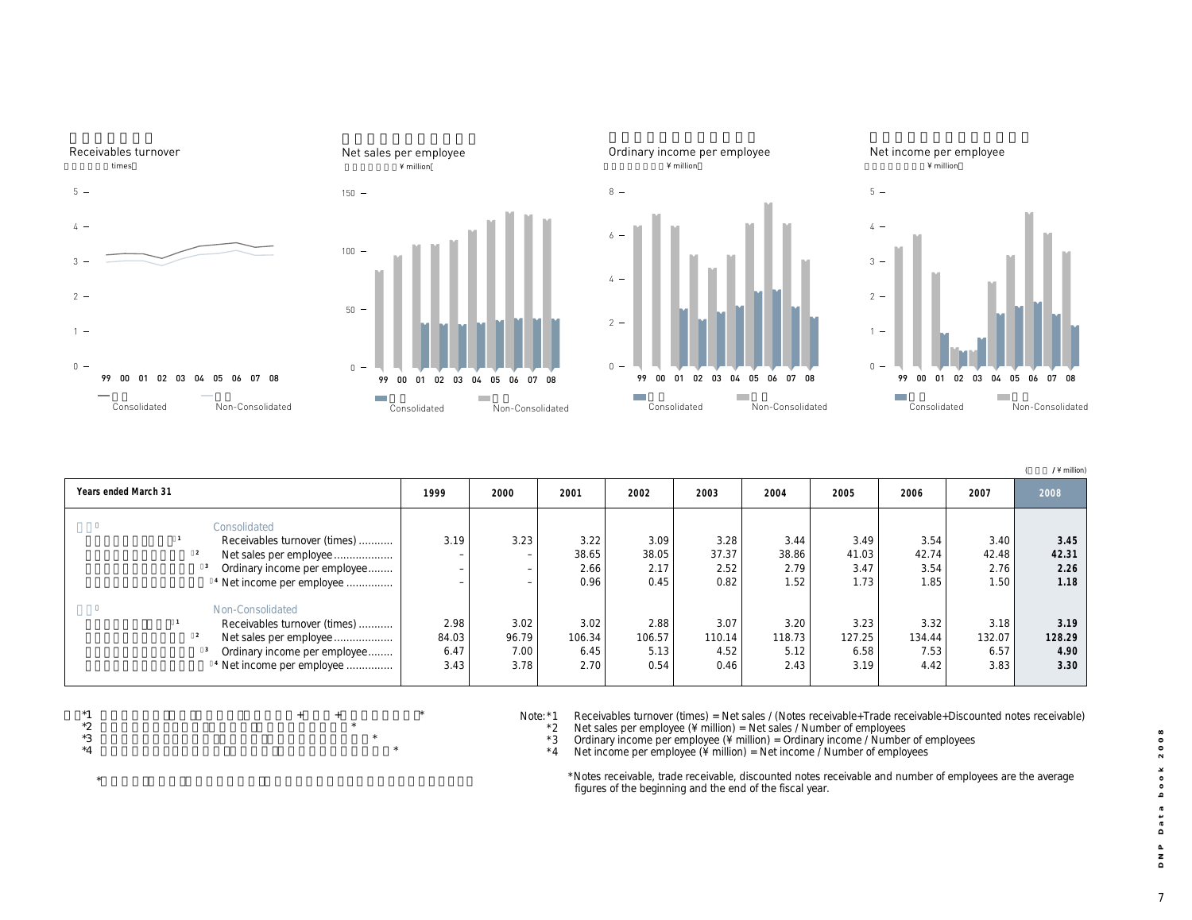Receivables turnover (times) | Net sales per employee (¥ million) | Ordinary income per employee (¥ million) | Net income per employee (¥ million)

Consolidated / Non-Consolidated

(¥ million)

| Years ended March 31 | 1999 | 2000 | 2001 | 2002 | 2003 | 2004 | 2005 | 2006 | 2007 | 2008 |
|---|---|---|---|---|---|---|---|---|---|---|
| **Consolidated** | | | | | | | | | | |
| Receivables turnover (times)*1 | 3.19 | 3.23 | 3.22 | 3.09 | 3.28 | 3.44 | 3.49 | 3.54 | 3.40 | **3.45** |
| Net sales per employee*2 | – | – | 38.65 | 38.05 | 37.37 | 38.86 | 41.03 | 42.74 | 42.48 | **42.31** |
| Ordinary income per employee*3 | – | – | 2.66 | 2.17 | 2.52 | 2.79 | 3.47 | 3.54 | 2.76 | **2.26** |
| Net income per employee*4 | – | – | 0.96 | 0.45 | 0.82 | 1.52 | 1.73 | 1.85 | 1.50 | **1.18** |
| **Non-Consolidated** | | | | | | | | | | |
| Receivables turnover (times)*1 | 2.98 | 3.02 | 3.02 | 2.88 | 3.07 | 3.20 | 3.23 | 3.32 | 3.18 | **3.19** |
| Net sales per employee*2 | 84.03 | 96.79 | 106.34 | 106.57 | 110.14 | 118.73 | 127.25 | 134.44 | 132.07 | **128.29** |
| Ordinary income per employee*3 | 6.47 | 7.00 | 6.45 | 5.13 | 4.52 | 5.12 | 6.58 | 7.53 | 6.57 | **4.90** |
| Net income per employee*4 | 3.43 | 3.78 | 2.70 | 0.54 | 0.46 | 2.43 | 3.19 | 4.42 | 3.83 | **3.30** |

Note: *1 Receivables turnover (times) = Net sales / (Notes receivable+Trade receivable+Discounted notes receivable)
*2 Net sales per employee (¥ million) = Net sales / Number of employees
*3 Ordinary income per employee (¥ million) = Ordinary income / Number of employees
*4 Net income per employee (¥ million) = Net income / Number of employees

*Notes receivable, trade receivable, discounted notes receivable and number of employees are the average figures of the beginning and the end of the fiscal year.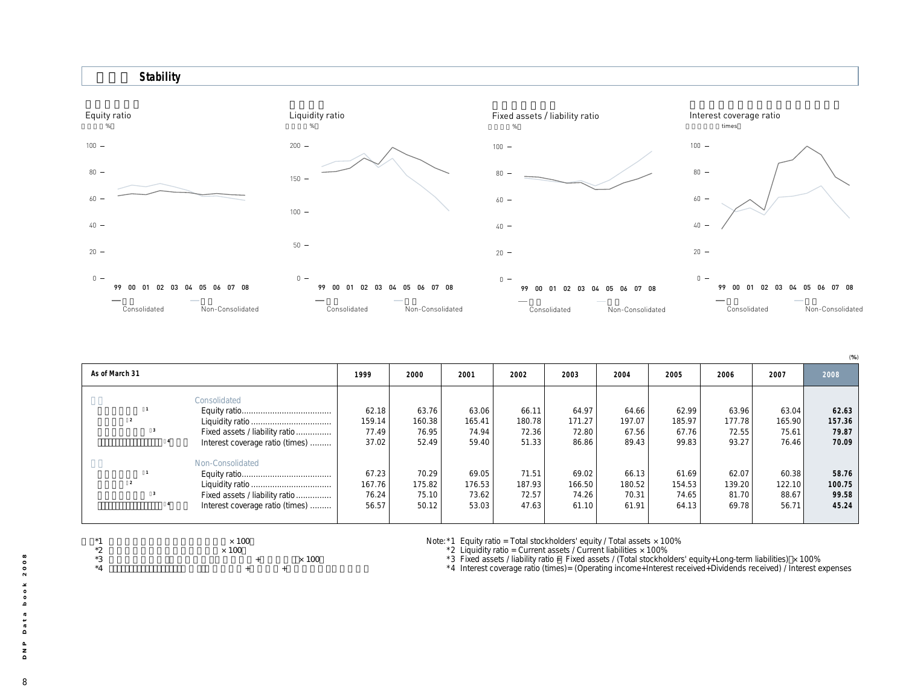## Stability

Equity ratio (%)

Liquidity ratio (%)

Fixed assets / liability ratio (%)

Interest coverage ratio (times)

Consolidated / Non-Consolidated

(%)

| As of March 31 | 1999 | 2000 | 2001 | 2002 | 2003 | 2004 | 2005 | 2006 | 2007 | 2008 |
|---|---|---|---|---|---|---|---|---|---|---|
| **Consolidated** | | | | | | | | | | |
| Equity ratio*1 | 62.18 | 63.76 | 63.06 | 66.11 | 64.97 | 64.66 | 62.99 | 63.96 | 63.04 | **62.63** |
| Liquidity ratio*2 | 159.14 | 160.38 | 165.41 | 180.78 | 171.27 | 197.07 | 185.97 | 177.78 | 165.90 | **157.36** |
| Fixed assets / liability ratio*3 | 77.49 | 76.95 | 74.94 | 72.36 | 72.80 | 67.56 | 67.76 | 72.55 | 75.61 | **79.87** |
| Interest coverage ratio (times)*4 | 37.02 | 52.49 | 59.40 | 51.33 | 86.86 | 89.43 | 99.83 | 93.27 | 76.46 | **70.09** |
| **Non-Consolidated** | | | | | | | | | | |
| Equity ratio*1 | 67.23 | 70.29 | 69.05 | 71.51 | 69.02 | 66.13 | 61.69 | 62.07 | 60.38 | **58.76** |
| Liquidity ratio*2 | 167.76 | 175.82 | 176.53 | 187.93 | 166.50 | 180.52 | 154.53 | 139.20 | 122.10 | **100.75** |
| Fixed assets / liability ratio*3 | 76.24 | 75.10 | 73.62 | 72.57 | 74.26 | 70.31 | 74.65 | 81.70 | 88.67 | **99.58** |
| Interest coverage ratio (times)*4 | 56.57 | 50.12 | 53.03 | 47.63 | 61.10 | 61.91 | 64.13 | 69.78 | 56.71 | **45.24** |

Note: *1 Equity ratio = Total stockholders' equity / Total assets × 100%

*2 Liquidity ratio = Current assets / Current liabilities × 100%

*3 Fixed assets / liability ratio = Fixed assets / (Total stockholders' equity+Long-term liabilities) × 100%

*4 Interest coverage ratio (times)= (Operating income+Interest received+Dividends received) / Interest expenses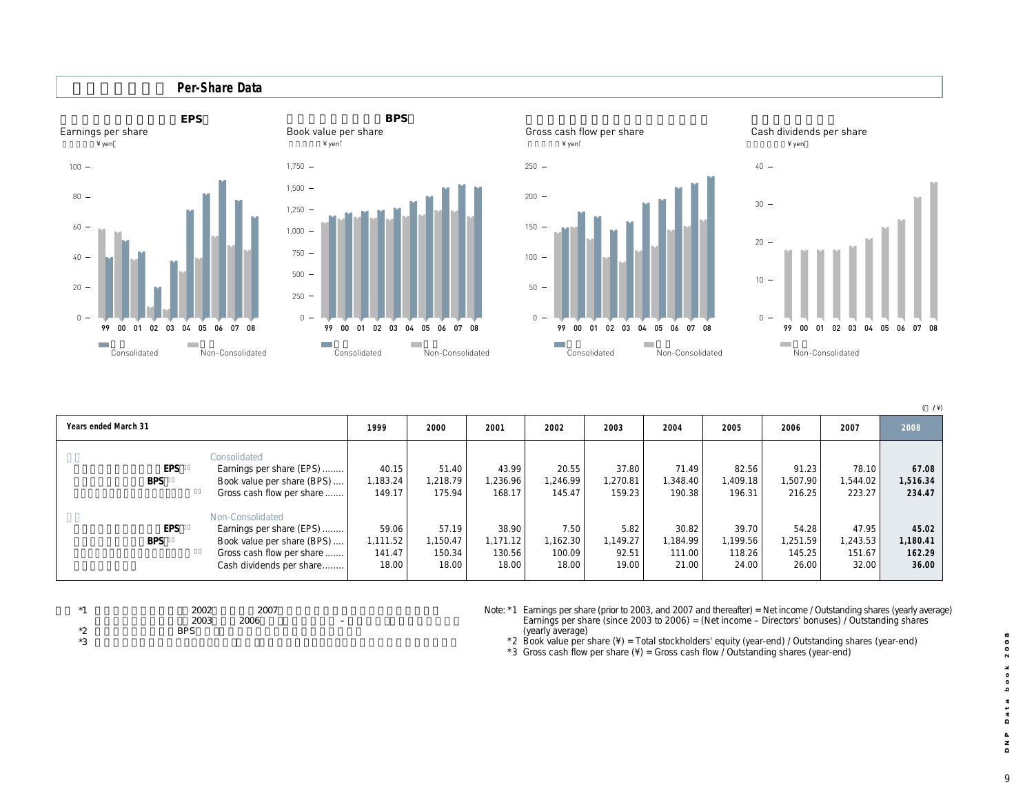## Per-Share Data

EPS
Earnings per share
¥ yen

BPS
Book value per share
¥ yen

Gross cash flow per share
¥ yen

Cash dividends per share
¥ yen

(¥)

| Years ended March 31 | 1999 | 2000 | 2001 | 2002 | 2003 | 2004 | 2005 | 2006 | 2007 | 2008 |
|---|---|---|---|---|---|---|---|---|---|---|
| **Consolidated** | | | | | | | | | | |
| Earnings per share (EPS) | 40.15 | 51.40 | 43.99 | 20.55 | 37.80 | 71.49 | 82.56 | 91.23 | 78.10 | **67.08** |
| Book value per share (BPS) | 1,183.24 | 1,218.79 | 1,236.96 | 1,246.99 | 1,270.81 | 1,348.40 | 1,409.18 | 1,507.90 | 1,544.02 | **1,516.34** |
| Gross cash flow per share | 149.17 | 175.94 | 168.17 | 145.47 | 159.23 | 190.38 | 196.31 | 216.25 | 223.27 | **234.47** |
| **Non-Consolidated** | | | | | | | | | | |
| Earnings per share (EPS) | 59.06 | 57.19 | 38.90 | 7.50 | 5.82 | 30.82 | 39.70 | 54.28 | 47.95 | **45.02** |
| Book value per share (BPS) | 1,111.52 | 1,150.47 | 1,171.12 | 1,162.30 | 1,149.27 | 1,184.99 | 1,199.56 | 1,251.59 | 1,243.53 | **1,180.41** |
| Gross cash flow per share | 141.47 | 150.34 | 130.56 | 100.09 | 92.51 | 111.00 | 118.26 | 145.25 | 151.67 | **162.29** |
| Cash dividends per share | 18.00 | 18.00 | 18.00 | 18.00 | 19.00 | 21.00 | 24.00 | 26.00 | 32.00 | **36.00** |

Note: *1 Earnings per share (prior to 2003, and 2007 and thereafter) = Net income / Outstanding shares (yearly average)
Earnings per share (since 2003 to 2006) = (Net income – Directors' bonuses) / Outstanding shares (yearly average)
*2 Book value per share (¥) = Total stockholders' equity (year-end) / Outstanding shares (year-end)
*3 Gross cash flow per share (¥) = Gross cash flow / Outstanding shares (year-end)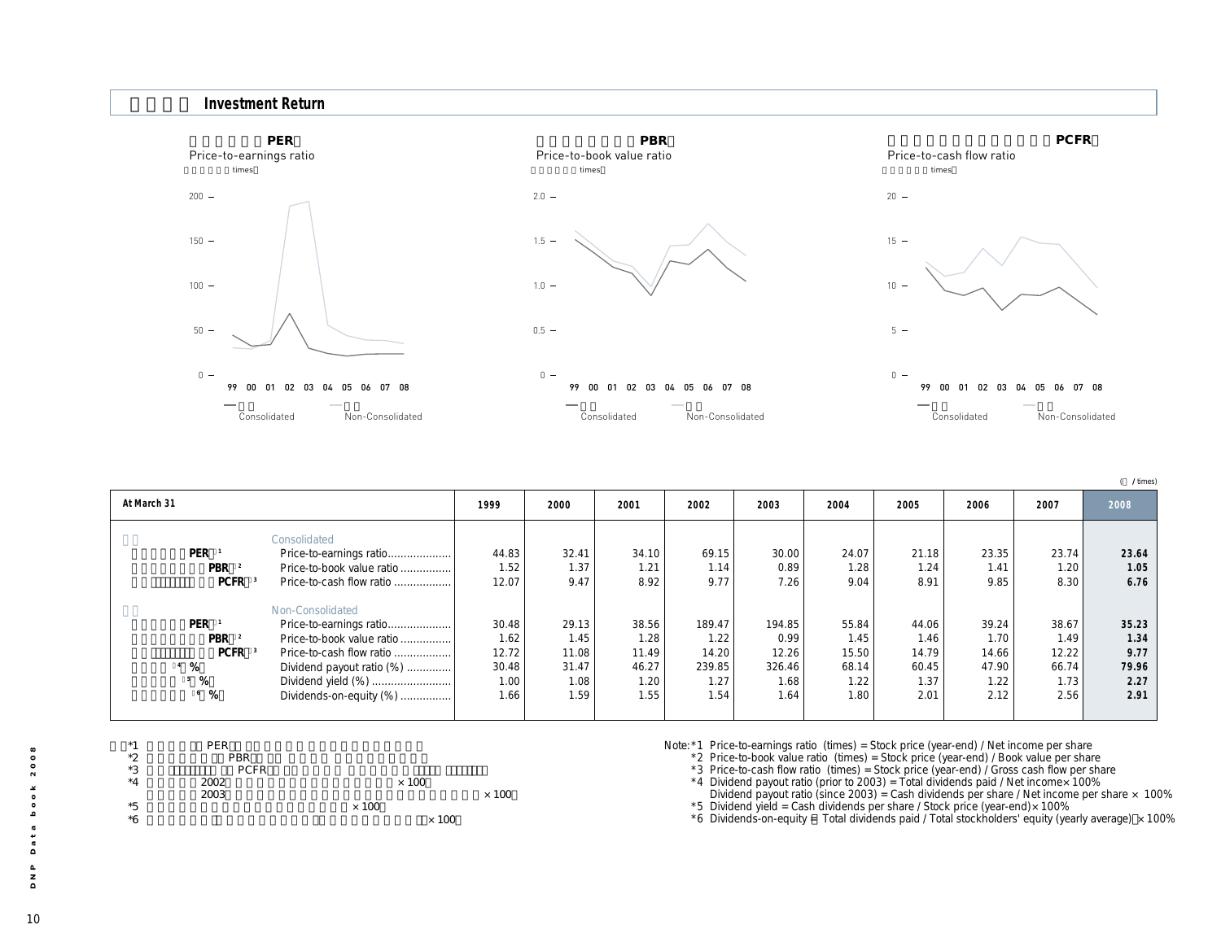## Investment Return

### PER
Price-to-earnings ratio
(times)

### PBR
Price-to-book value ratio
(times)

### PCFR
Price-to-cash flow ratio
(times)

Consolidated / Non-Consolidated

( / times)

| At March 31 | | 1999 | 2000 | 2001 | 2002 | 2003 | 2004 | 2005 | 2006 | 2007 | 2008 |
|---|---|---|---|---|---|---|---|---|---|---|---|
| | Consolidated | | | | | | | | | | |
| PER *1 | Price-to-earnings ratio | 44.83 | 32.41 | 34.10 | 69.15 | 30.00 | 24.07 | 21.18 | 23.35 | 23.74 | **23.64** |
| PBR *2 | Price-to-book value ratio | 1.52 | 1.37 | 1.21 | 1.14 | 0.89 | 1.28 | 1.24 | 1.41 | 1.20 | **1.05** |
| PCFR *3 | Price-to-cash flow ratio | 12.07 | 9.47 | 8.92 | 9.77 | 7.26 | 9.04 | 8.91 | 9.85 | 8.30 | **6.76** |
| | Non-Consolidated | | | | | | | | | | |
| PER *1 | Price-to-earnings ratio | 30.48 | 29.13 | 38.56 | 189.47 | 194.85 | 55.84 | 44.06 | 39.24 | 38.67 | **35.23** |
| PBR *2 | Price-to-book value ratio | 1.62 | 1.45 | 1.28 | 1.22 | 0.99 | 1.45 | 1.46 | 1.70 | 1.49 | **1.34** |
| PCFR *3 | Price-to-cash flow ratio | 12.72 | 11.08 | 11.49 | 14.20 | 12.26 | 15.50 | 14.79 | 14.66 | 12.22 | **9.77** |
| *4 % | Dividend payout ratio (%) | 30.48 | 31.47 | 46.27 | 239.85 | 326.46 | 68.14 | 60.45 | 47.90 | 66.74 | **79.96** |
| *5 % | Dividend yield (%) | 1.00 | 1.08 | 1.20 | 1.27 | 1.68 | 1.22 | 1.37 | 1.22 | 1.73 | **2.27** |
| *6 % | Dividends-on-equity (%) | 1.66 | 1.59 | 1.55 | 1.54 | 1.64 | 1.80 | 2.01 | 2.12 | 2.56 | **2.91** |

Note:
*1 Price-to-earnings ratio (times) = Stock price (year-end) / Net income per share
*2 Price-to-book value ratio (times) = Stock price (year-end) / Book value per share
*3 Price-to-cash flow ratio (times) = Stock price (year-end) / Gross cash flow per share
*4 Dividend payout ratio (prior to 2003) = Total dividends paid / Net income × 100%
Dividend payout ratio (since 2003) = Cash dividends per share / Net income per share × 100%
*5 Dividend yield = Cash dividends per share / Stock price (year-end) × 100%
*6 Dividends-on-equity = Total dividends paid / Total stockholders' equity (yearly average) × 100%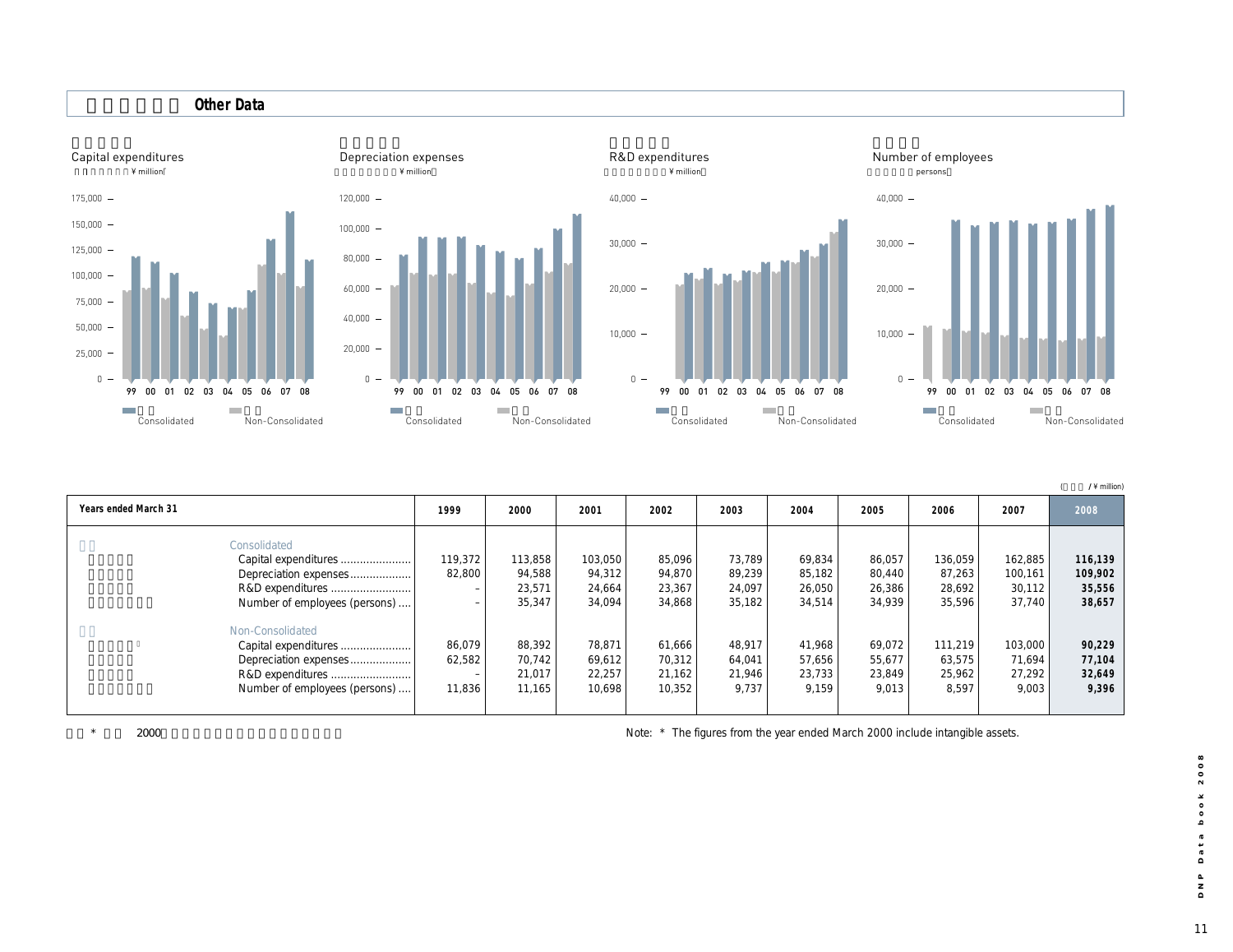## Other Data

Capital expenditures (¥ million)

Depreciation expenses (¥ million)

R&D expenditures (¥ million)

Number of employees (persons)

Consolidated / Non-Consolidated

(¥ million)

| Years ended March 31 | | 1999 | 2000 | 2001 | 2002 | 2003 | 2004 | 2005 | 2006 | 2007 | 2008 |
|---|---|---|---|---|---|---|---|---|---|---|---|
| Consolidated | | | | | | | | | | | |
| | Capital expenditures | 119,372 | 113,858 | 103,050 | 85,096 | 73,789 | 69,834 | 86,057 | 136,059 | 162,885 | **116,139** |
| | Depreciation expenses | 82,800 | 94,588 | 94,312 | 94,870 | 89,239 | 85,182 | 80,440 | 87,263 | 100,161 | **109,902** |
| | R&D expenditures | – | 23,571 | 24,664 | 23,367 | 24,097 | 26,050 | 26,386 | 28,692 | 30,112 | **35,556** |
| | Number of employees (persons) | – | 35,347 | 34,094 | 34,868 | 35,182 | 34,514 | 34,939 | 35,596 | 37,740 | **38,657** |
| Non-Consolidated | | | | | | | | | | | |
| | Capital expenditures* | 86,079 | 88,392 | 78,871 | 61,666 | 48,917 | 41,968 | 69,072 | 111,219 | 103,000 | **90,229** |
| | Depreciation expenses | 62,582 | 70,742 | 69,612 | 70,312 | 64,041 | 57,656 | 55,677 | 63,575 | 71,694 | **77,104** |
| | R&D expenditures | – | 21,017 | 22,257 | 21,162 | 21,946 | 23,733 | 23,849 | 25,962 | 27,292 | **32,649** |
| | Number of employees (persons) | 11,836 | 11,165 | 10,698 | 10,352 | 9,737 | 9,159 | 9,013 | 8,597 | 9,003 | **9,396** |

Note: * The figures from the year ended March 2000 include intangible assets.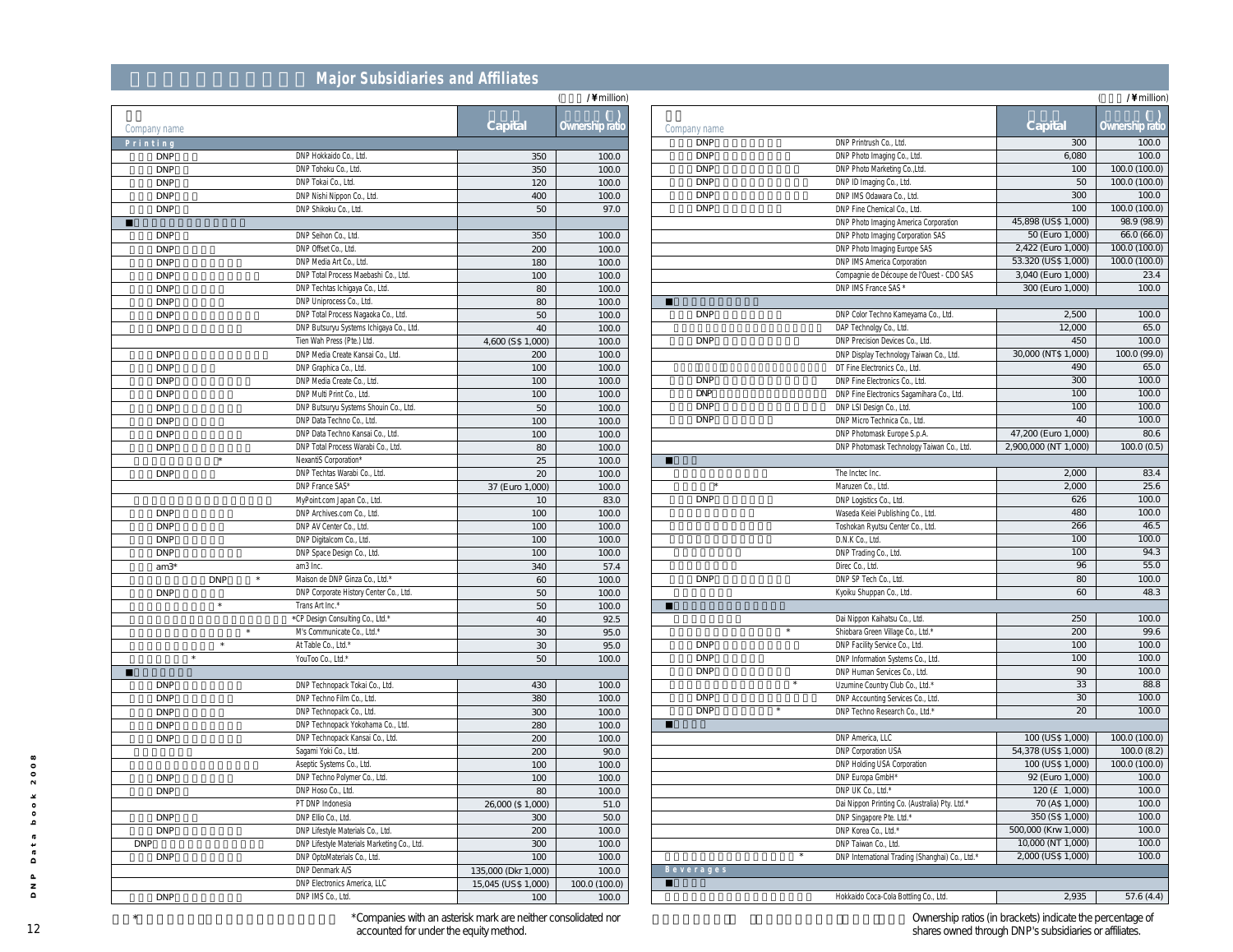## Major Subsidiaries and Affiliates

(¥million)

| Company name | | Capital | Ownership ratio |
|---|---|---|---|
| **Printing** | | | |
| DNP | DNP Hokkaido Co., Ltd. | 350 | 100.0 |
| DNP | DNP Tohoku Co., Ltd. | 350 | 100.0 |
| DNP | DNP Tokai Co., Ltd. | 120 | 100.0 |
| DNP | DNP Nishi Nippon Co., Ltd. | 400 | 100.0 |
| DNP | DNP Shikoku Co., Ltd. | 50 | 97.0 |
| ■ | | | |
| DNP | DNP Seihon Co., Ltd. | 350 | 100.0 |
| DNP | DNP Offset Co., Ltd. | 200 | 100.0 |
| DNP | DNP Media Art Co., Ltd. | 180 | 100.0 |
| DNP | DNP Total Process Maebashi Co., Ltd. | 100 | 100.0 |
| DNP | DNP Techtas Ichigaya Co., Ltd. | 80 | 100.0 |
| DNP | DNP Uniprocess Co., Ltd. | 80 | 100.0 |
| DNP | DNP Total Process Nagaoka Co., Ltd. | 50 | 100.0 |
| DNP | DNP Butsuryu Systems Ichigaya Co., Ltd. | 40 | 100.0 |
| | Tien Wah Press (Pte.) Ltd. | 4,600 (S$ 1,000) | 100.0 |
| DNP | DNP Media Create Kansai Co., Ltd. | 200 | 100.0 |
| DNP | DNP Graphica Co., Ltd. | 100 | 100.0 |
| DNP | DNP Media Create Co., Ltd. | 100 | 100.0 |
| DNP | DNP Multi Print Co., Ltd. | 100 | 100.0 |
| DNP | DNP Butsuryu Systems Shouin Co., Ltd. | 50 | 100.0 |
| DNP | DNP Data Techno Co., Ltd. | 100 | 100.0 |
| DNP | DNP Data Techno Kansai Co., Ltd. | 100 | 100.0 |
| DNP | DNP Total Process Warabi Co., Ltd. | 80 | 100.0 |
| * | NexantiS Corporation* | 25 | 100.0 |
| DNP | DNP Techtas Warabi Co., Ltd. | 20 | 100.0 |
| | DNP France SAS* | 37 (Euro 1,000) | 100.0 |
| | MyPoint.com Japan Co., Ltd. | 10 | 83.0 |
| DNP | DNP Archives.com Co., Ltd. | 100 | 100.0 |
| DNP | DNP AV Center Co., Ltd. | 100 | 100.0 |
| DNP | DNP Digitalcom Co., Ltd. | 100 | 100.0 |
| DNP | DNP Space Design Co., Ltd. | 100 | 100.0 |
| am3* | am3 Inc. | 340 | 57.4 |
| DNP * | Maison de DNP Ginza Co., Ltd.* | 60 | 100.0 |
| DNP | DNP Corporate History Center Co., Ltd. | 50 | 100.0 |
| * | Trans Art Inc.* | 50 | 100.0 |
| | *CP Design Consulting Co., Ltd.* | 40 | 92.5 |
| * | M's Communicate Co., Ltd.* | 30 | 95.0 |
| * | At Table Co., Ltd.* | 30 | 95.0 |
| * | YouToo Co., Ltd.* | 50 | 100.0 |
| ■ | | | |
| DNP | DNP Technopack Tokai Co., Ltd. | 430 | 100.0 |
| DNP | DNP Techno Film Co., Ltd. | 380 | 100.0 |
| DNP | DNP Technopack Co., Ltd. | 300 | 100.0 |
| DNP | DNP Technopack Yokohama Co., Ltd. | 280 | 100.0 |
| DNP | DNP Technopack Kansai Co., Ltd. | 200 | 100.0 |
| | Sagami Yoki Co., Ltd. | 200 | 90.0 |
| | Aseptic Systems Co., Ltd. | 100 | 100.0 |
| DNP | DNP Techno Polymer Co., Ltd. | 100 | 100.0 |
| DNP | DNP Hoso Co., Ltd. | 80 | 100.0 |
| | PT DNP Indonesia | 26,000 ($ 1,000) | 51.0 |
| DNP | DNP Ellio Co., Ltd. | 300 | 50.0 |
| DNP | DNP Lifestyle Materials Co., Ltd. | 200 | 100.0 |
| DNP | DNP Lifestyle Materials Marketing Co., Ltd. | 300 | 100.0 |
| DNP | DNP OptoMaterials Co., Ltd. | 100 | 100.0 |
| | DNP Denmark A/S | 135,000 (Dkr 1,000) | 100.0 |
| | DNP Electronics America, LLC | 15,045 (US$ 1,000) | 100.0 (100.0) |
| DNP | DNP IMS Co., Ltd. | 100 | 100.0 |
| DNP | DNP Printrush Co., Ltd. | 300 | 100.0 |
| DNP | DNP Photo Imaging Co., Ltd. | 6,080 | 100.0 |
| DNP | DNP Photo Marketing Co.,Ltd. | 100 | 100.0 (100.0) |
| DNP | DNP ID Imaging Co., Ltd. | 50 | 100.0 (100.0) |
| DNP | DNP IMS Odawara Co., Ltd. | 300 | 100.0 |
| DNP | DNP Fine Chemical Co., Ltd. | 100 | 100.0 (100.0) |
| | DNP Photo Imaging America Corporation | 45,898 (US$ 1,000) | 98.9 (98.9) |
| | DNP Photo Imaging Corporation SAS | 50 (Euro 1,000) | 66.0 (66.0) |
| | DNP Photo Imaging Europe SAS | 2,422 (Euro 1,000) | 100.0 (100.0) |
| | DNP IMS America Corporation | 53.320 (US$ 1,000) | 100.0 (100.0) |
| | Compagnie de Découpe de l'Ouest - CDO SAS | 3,040 (Euro 1,000) | 23.4 |
| | DNP IMS France SAS * | 300 (Euro 1,000) | 100.0 |
| ■ | | | |
| DNP | DNP Color Techno Kameyama Co., Ltd. | 2,500 | 100.0 |
| | DAP Technology Co., Ltd. | 12,000 | 65.0 |
| DNP | DNP Precision Devices Co., Ltd. | 450 | 100.0 |
| | DNP Display Technology Taiwan Co., Ltd. | 30,000 (NT$ 1,000) | 100.0 (99.0) |
| | DT Fine Electronics Co., Ltd. | 490 | 65.0 |
| DNP | DNP Fine Electronics Co., Ltd. | 300 | 100.0 |
| DNP | DNP Fine Electronics Sagamihara Co., Ltd. | 100 | 100.0 |
| DNP | DNP LSI Design Co., Ltd. | 100 | 100.0 |
| DNP | DNP Micro Technica Co., Ltd. | 40 | 100.0 |
| | DNP Photomask Europe S.p.A. | 47,200 (Euro 1,000) | 80.6 |
| | DNP Photomask Technology Taiwan Co., Ltd. | 2,900,000 (NT 1,000) | 100.0 (0.5) |
| ■ | | | |
| | The Inctec Inc. | 2,000 | 83.4 |
| * | Maruzen Co., Ltd. | 2,000 | 25.6 |
| DNP | DNP Logistics Co., Ltd. | 626 | 100.0 |
| | Waseda Keiei Publishing Co., Ltd. | 480 | 100.0 |
| | Toshokan Ryutsu Center Co., Ltd. | 266 | 46.5 |
| | D.N.K Co., Ltd. | 100 | 100.0 |
| | DNP Trading Co., Ltd. | 100 | 94.3 |
| | Direc Co., Ltd. | 96 | 55.0 |
| DNP | DNP SP Tech Co., Ltd. | 80 | 100.0 |
| | Kyoiku Shuppan Co., Ltd. | 60 | 48.3 |
| ■ | | | |
| | Dai Nippon Kaihatsu Co., Ltd. | 250 | 100.0 |
| * | Shiobara Green Village Co., Ltd.* | 200 | 99.6 |
| DNP | DNP Facility Service Co., Ltd. | 100 | 100.0 |
| DNP | DNP Information Systems Co., Ltd. | 100 | 100.0 |
| DNP | DNP Human Services Co., Ltd. | 90 | 100.0 |
| * | Uzumine Country Club Co., Ltd.* | 33 | 88.8 |
| DNP | DNP Accounting Services Co., Ltd. | 30 | 100.0 |
| DNP * | DNP Techno Research Co., Ltd.* | 20 | 100.0 |
| ■ | | | |
| | DNP America, LLC | 100 (US$ 1,000) | 100.0 (100.0) |
| | DNP Corporation USA | 54,378 (US$ 1,000) | 100.0 (8.2) |
| | DNP Holding USA Corporation | 100 (US$ 1,000) | 100.0 (100.0) |
| | DNP Europa GmbH* | 92 (Euro 1,000) | 100.0 |
| | DNP UK Co., Ltd.* | 120 (£ 1,000) | 100.0 |
| | Dai Nippon Printing Co. (Australia) Pty. Ltd.* | 70 (A$ 1,000) | 100.0 |
| | DNP Singapore Pte. Ltd.* | 350 (S$ 1,000) | 100.0 |
| | DNP Korea Co., Ltd.* | 500,000 (Krw 1,000) | 100.0 |
| | DNP Taiwan Co., Ltd. | 10,000 (NT 1,000) | 100.0 |
| * | DNP International Trading (Shanghai) Co., Ltd.* | 2,000 (US$ 1,000) | 100.0 |
| **Beverages** | | | |
| ■ | | | |
| | Hokkaido Coca-Cola Bottling Co., Ltd. | 2,935 | 57.6 (4.4) |

*Companies with an asterisk mark are neither consolidated nor accounted for under the equity method.

Ownership ratios (in brackets) indicate the percentage of shares owned through DNP's subsidiaries or affiliates.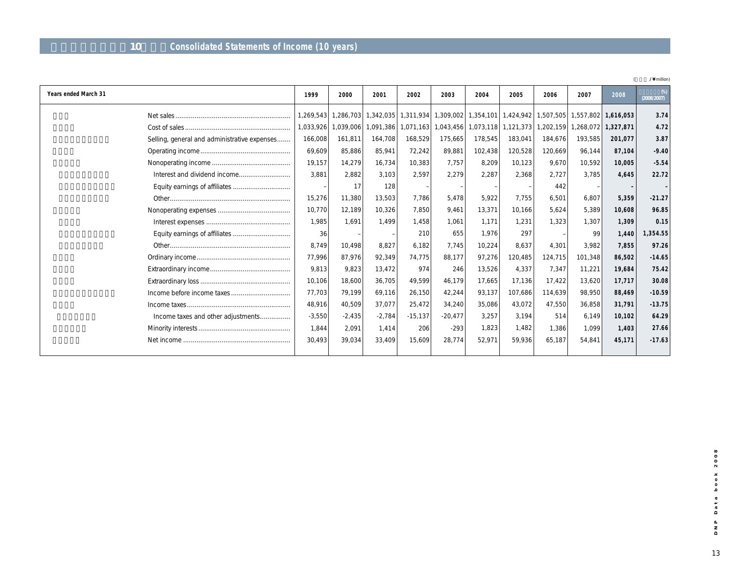# 10 Consolidated Statements of Income (10 years)

( /¥million)

| Years ended March 31 | 1999 | 2000 | 2001 | 2002 | 2003 | 2004 | 2005 | 2006 | 2007 | 2008 | (%) (2008/2007) |
|---|---|---|---|---|---|---|---|---|---|---|---|
| Net sales | 1,269,543 | 1,286,703 | 1,342,035 | 1,311,934 | 1,309,002 | 1,354,101 | 1,424,942 | 1,507,505 | 1,557,802 | **1,616,053** | **3.74** |
| Cost of sales | 1,033,926 | 1,039,006 | 1,091,386 | 1,071,163 | 1,043,456 | 1,073,118 | 1,121,373 | 1,202,159 | 1,268,072 | **1,327,871** | **4.72** |
| Selling, general and administrative expenses | 166,008 | 161,811 | 164,708 | 168,529 | 175,665 | 178,545 | 183,041 | 184,676 | 193,585 | **201,077** | **3.87** |
| Operating income | 69,609 | 85,886 | 85,941 | 72,242 | 89,881 | 102,438 | 120,528 | 120,669 | 96,144 | **87,104** | **-9.40** |
| Nonoperating income | 19,157 | 14,279 | 16,734 | 10,383 | 7,757 | 8,209 | 10,123 | 9,670 | 10,592 | **10,005** | **-5.54** |
| Interest and dividend income | 3,881 | 2,882 | 3,103 | 2,597 | 2,279 | 2,287 | 2,368 | 2,727 | 3,785 | **4,645** | **22.72** |
| Equity earnings of affiliates | – | 17 | 128 | – | – | – | – | 442 | – | **-** | **-** |
| Other | 15,276 | 11,380 | 13,503 | 7,786 | 5,478 | 5,922 | 7,755 | 6,501 | 6,807 | **5,359** | **-21.27** |
| Nonoperating expenses | 10,770 | 12,189 | 10,326 | 7,850 | 9,461 | 13,371 | 10,166 | 5,624 | 5,389 | **10,608** | **96.85** |
| Interest expenses | 1,985 | 1,691 | 1,499 | 1,458 | 1,061 | 1,171 | 1,231 | 1,323 | 1,307 | **1,309** | **0.15** |
| Equity earnings of affiliates | 36 | – | – | 210 | 655 | 1,976 | 297 | – | 99 | **1,440** | **1,354.55** |
| Other | 8,749 | 10,498 | 8,827 | 6,182 | 7,745 | 10,224 | 8,637 | 4,301 | 3,982 | **7,855** | **97.26** |
| Ordinary income | 77,996 | 87,976 | 92,349 | 74,775 | 88,177 | 97,276 | 120,485 | 124,715 | 101,348 | **86,502** | **-14.65** |
| Extraordinary income | 9,813 | 9,823 | 13,472 | 974 | 246 | 13,526 | 4,337 | 7,347 | 11,221 | **19,684** | **75.42** |
| Extraordinary loss | 10,106 | 18,600 | 36,705 | 49,599 | 46,179 | 17,665 | 17,136 | 17,422 | 13,620 | **17,717** | **30.08** |
| Income before income taxes | 77,703 | 79,199 | 69,116 | 26,150 | 42,244 | 93,137 | 107,686 | 114,639 | 98,950 | **88,469** | **-10.59** |
| Income taxes | 48,916 | 40,509 | 37,077 | 25,472 | 34,240 | 35,086 | 43,072 | 47,550 | 36,858 | **31,791** | **-13.75** |
| Income taxes and other adjustments | -3,550 | -2,435 | -2,784 | -15,137 | -20,477 | 3,257 | 3,194 | 514 | 6,149 | **10,102** | **64.29** |
| Minority interests | 1,844 | 2,091 | 1,414 | 206 | -293 | 1,823 | 1,482 | 1,386 | 1,099 | **1,403** | **27.66** |
| Net income | 30,493 | 39,034 | 33,409 | 15,609 | 28,774 | 52,971 | 59,936 | 65,187 | 54,841 | **45,171** | **-17.63** |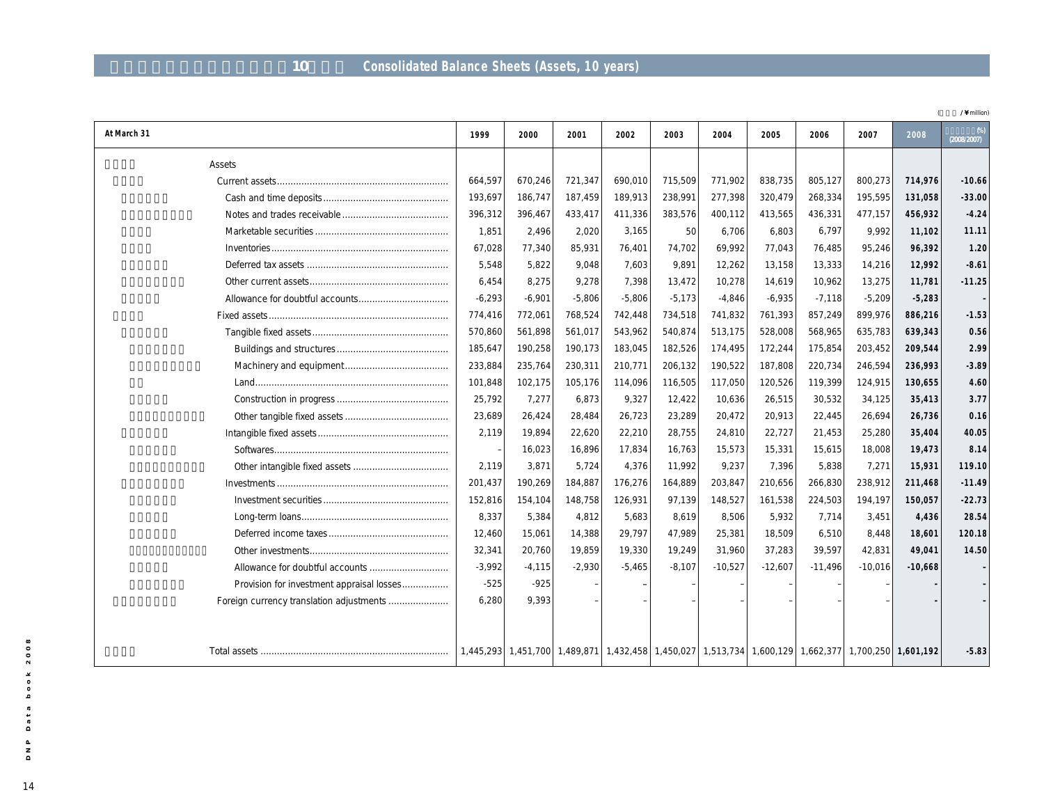## 10 Consolidated Balance Sheets (Assets, 10 years)

( / ¥million)

| At March 31 | 1999 | 2000 | 2001 | 2002 | 2003 | 2004 | 2005 | 2006 | 2007 | 2008 | (%) (2008/2007) |
|---|---|---|---|---|---|---|---|---|---|---|---|
| Assets | | | | | | | | | | | |
| Current assets | 664,597 | 670,246 | 721,347 | 690,010 | 715,509 | 771,902 | 838,735 | 805,127 | 800,273 | **714,976** | **-10.66** |
| Cash and time deposits | 193,697 | 186,747 | 187,459 | 189,913 | 238,991 | 277,398 | 320,479 | 268,334 | 195,595 | **131,058** | **-33.00** |
| Notes and trades receivable | 396,312 | 396,467 | 433,417 | 411,336 | 383,576 | 400,112 | 413,565 | 436,331 | 477,157 | **456,932** | **-4.24** |
| Marketable securities | 1,851 | 2,496 | 2,020 | 3,165 | 50 | 6,706 | 6,803 | 6,797 | 9,992 | **11,102** | **11.11** |
| Inventories | 67,028 | 77,340 | 85,931 | 76,401 | 74,702 | 69,992 | 77,043 | 76,485 | 95,246 | **96,392** | **1.20** |
| Deferred tax assets | 5,548 | 5,822 | 9,048 | 7,603 | 9,891 | 12,262 | 13,158 | 13,333 | 14,216 | **12,992** | **-8.61** |
| Other current assets | 6,454 | 8,275 | 9,278 | 7,398 | 13,472 | 10,278 | 14,619 | 10,962 | 13,275 | **11,781** | **-11.25** |
| Allowance for doubtful accounts | -6,293 | -6,901 | -5,806 | -5,806 | -5,173 | -4,846 | -6,935 | -7,118 | -5,209 | **-5,283** | **-** |
| Fixed assets | 774,416 | 772,061 | 768,524 | 742,448 | 734,518 | 741,832 | 761,393 | 857,249 | 899,976 | **886,216** | **-1.53** |
| Tangible fixed assets | 570,860 | 561,898 | 561,017 | 543,962 | 540,874 | 513,175 | 528,008 | 568,965 | 635,783 | **639,343** | **0.56** |
| Buildings and structures | 185,647 | 190,258 | 190,173 | 183,045 | 182,526 | 174,495 | 172,244 | 175,854 | 203,452 | **209,544** | **2.99** |
| Machinery and equipment | 233,884 | 235,764 | 230,311 | 210,771 | 206,132 | 190,522 | 187,808 | 220,734 | 246,594 | **236,993** | **-3.89** |
| Land | 101,848 | 102,175 | 105,176 | 114,096 | 116,505 | 117,050 | 120,526 | 119,399 | 124,915 | **130,655** | **4.60** |
| Construction in progress | 25,792 | 7,277 | 6,873 | 9,327 | 12,422 | 10,636 | 26,515 | 30,532 | 34,125 | **35,413** | **3.77** |
| Other tangible fixed assets | 23,689 | 26,424 | 28,484 | 26,723 | 23,289 | 20,472 | 20,913 | 22,445 | 26,694 | **26,736** | **0.16** |
| Intangible fixed assets | 2,119 | 19,894 | 22,620 | 22,210 | 28,755 | 24,810 | 22,727 | 21,453 | 25,280 | **35,404** | **40.05** |
| Softwares | - | 16,023 | 16,896 | 17,834 | 16,763 | 15,573 | 15,331 | 15,615 | 18,008 | **19,473** | **8.14** |
| Other intangible fixed assets | 2,119 | 3,871 | 5,724 | 4,376 | 11,992 | 9,237 | 7,396 | 5,838 | 7,271 | **15,931** | **119.10** |
| Investments | 201,437 | 190,269 | 184,887 | 176,276 | 164,889 | 203,847 | 210,656 | 266,830 | 238,912 | **211,468** | **-11.49** |
| Investment securities | 152,816 | 154,104 | 148,758 | 126,931 | 97,139 | 148,527 | 161,538 | 224,503 | 194,197 | **150,057** | **-22.73** |
| Long-term loans | 8,337 | 5,384 | 4,812 | 5,683 | 8,619 | 8,506 | 5,932 | 7,714 | 3,451 | **4,436** | **28.54** |
| Deferred income taxes | 12,460 | 15,061 | 14,388 | 29,797 | 47,989 | 25,381 | 18,509 | 6,510 | 8,448 | **18,601** | **120.18** |
| Other investments | 32,341 | 20,760 | 19,859 | 19,330 | 19,249 | 31,960 | 37,283 | 39,597 | 42,831 | **49,041** | **14.50** |
| Allowance for doubtful accounts | -3,992 | -4,115 | -2,930 | -5,465 | -8,107 | -10,527 | -12,607 | -11,496 | -10,016 | **-10,668** | **-** |
| Provision for investment appraisal losses | -525 | -925 | - | - | - | - | - | - | - | **-** | **-** |
| Foreign currency translation adjustments | 6,280 | 9,393 | - | - | - | - | - | - | - | **-** | **-** |
| Total assets | 1,445,293 | 1,451,700 | 1,489,871 | 1,432,458 | 1,450,027 | 1,513,734 | 1,600,129 | 1,662,377 | 1,700,250 | **1,601,192** | **-5.83** |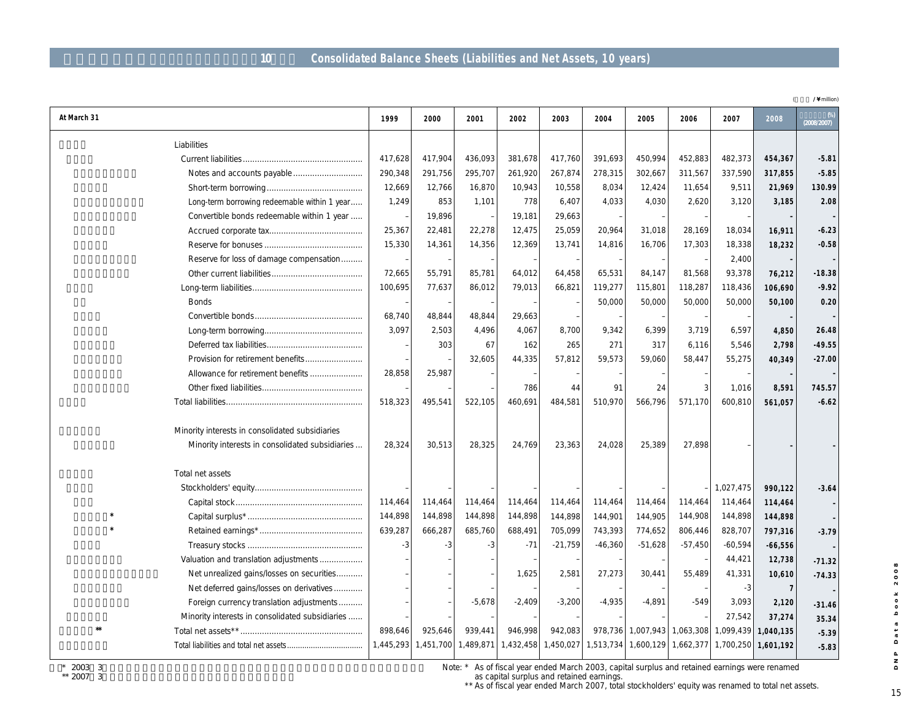## 10 Consolidated Balance Sheets (Liabilities and Net Assets, 10 years)

( /¥million)

| At March 31 | 1999 | 2000 | 2001 | 2002 | 2003 | 2004 | 2005 | 2006 | 2007 | 2008 | (%) (2008/2007) |
|---|---|---|---|---|---|---|---|---|---|---|---|
| Liabilities | | | | | | | | | | | |
| Current liabilities | 417,628 | 417,904 | 436,093 | 381,678 | 417,760 | 391,693 | 450,994 | 452,883 | 482,373 | **454,367** | **-5.81** |
| Notes and accounts payable | 290,348 | 291,756 | 295,707 | 261,920 | 267,874 | 278,315 | 302,667 | 311,567 | 337,590 | **317,855** | **-5.85** |
| Short-term borrowing | 12,669 | 12,766 | 16,870 | 10,943 | 10,558 | 8,034 | 12,424 | 11,654 | 9,511 | **21,969** | **130.99** |
| Long-term borrowing redeemable within 1 year | 1,249 | 853 | 1,101 | 778 | 6,407 | 4,033 | 4,030 | 2,620 | 3,120 | **3,185** | **2.08** |
| Convertible bonds redeemable within 1 year | - | 19,896 | - | 19,181 | 29,663 | - | - | - | - | **-** | **-** |
| Accrued corporate tax | 25,367 | 22,481 | 22,278 | 12,475 | 25,059 | 20,964 | 31,018 | 28,169 | 18,034 | **16,911** | **-6.23** |
| Reserve for bonuses | 15,330 | 14,361 | 14,356 | 12,369 | 13,741 | 14,816 | 16,706 | 17,303 | 18,338 | **18,232** | **-0.58** |
| Reserve for loss of damage compensation | - | - | - | - | - | - | - | - | 2,400 | **-** | **-** |
| Other current liabilities | 72,665 | 55,791 | 85,781 | 64,012 | 64,458 | 65,531 | 84,147 | 81,568 | 93,378 | **76,212** | **-18.38** |
| Long-term liabilities | 100,695 | 77,637 | 86,012 | 79,013 | 66,821 | 119,277 | 115,801 | 118,287 | 118,436 | **106,690** | **-9.92** |
| Bonds | - | - | - | - | - | 50,000 | 50,000 | 50,000 | 50,000 | **50,100** | **0.20** |
| Convertible bonds | 68,740 | 48,844 | 48,844 | 29,663 | - | - | - | - | - | **-** | **-** |
| Long-term borrowing | 3,097 | 2,503 | 4,496 | 4,067 | 8,700 | 9,342 | 6,399 | 3,719 | 6,597 | **4,850** | **26.48** |
| Deferred tax liabilities | - | 303 | 67 | 162 | 265 | 271 | 317 | 6,116 | 5,546 | **2,798** | **-49.55** |
| Provision for retirement benefits | - | - | 32,605 | 44,335 | 57,812 | 59,573 | 59,060 | 58,447 | 55,275 | **40,349** | **-27.00** |
| Allowance for retirement benefits | 28,858 | 25,987 | - | - | - | - | - | - | - | **-** | **-** |
| Other fixed liabilities | - | - | - | 786 | 44 | 91 | 24 | 3 | 1,016 | **8,591** | **745.57** |
| Total liabilities | 518,323 | 495,541 | 522,105 | 460,691 | 484,581 | 510,970 | 566,796 | 571,170 | 600,810 | **561,057** | **-6.62** |
| Minority interests in consolidated subsidiaries | | | | | | | | | | | |
| Minority interests in consolidated subsidiaries | 28,324 | 30,513 | 28,325 | 24,769 | 23,363 | 24,028 | 25,389 | 27,898 | - | **-** | **-** |
| Total net assets | | | | | | | | | | | |
| Stockholders' equity | - | - | - | - | - | - | - | - | 1,027,475 | **990,122** | **-3.64** |
| Capital stock | 114,464 | 114,464 | 114,464 | 114,464 | 114,464 | 114,464 | 114,464 | 114,464 | 114,464 | **114,464** | **-** |
| Capital surplus* | 144,898 | 144,898 | 144,898 | 144,898 | 144,898 | 144,901 | 144,905 | 144,908 | 144,898 | **144,898** | **-** |
| Retained earnings* | 639,287 | 666,287 | 685,760 | 688,491 | 705,099 | 743,393 | 774,652 | 806,446 | 828,707 | **797,316** | **-3.79** |
| Treasury stocks | -3 | -3 | -3 | -71 | -21,759 | -46,360 | -51,628 | -57,450 | -60,594 | **-66,556** | **-** |
| Valuation and translation adjustments | - | - | - | - | - | - | - | - | 44,421 | **12,738** | **-71.32** |
| Net unrealized gains/losses on securities | - | - | - | 1,625 | 2,581 | 27,273 | 30,441 | 55,489 | 41,331 | **10,610** | **-74.33** |
| Net deferred gains/losses on derivatives | - | - | - | - | - | - | - | - | -3 | **7** | **-** |
| Foreign currency translation adjustments | - | - | -5,678 | -2,409 | -3,200 | -4,935 | -4,891 | -549 | 3,093 | **2,120** | **-31.46** |
| Minority interests in consolidated subsidiaries | - | - | - | - | - | - | - | - | 27,542 | **37,274** | **35.34** |
| Total net assets** | 898,646 | 925,646 | 939,441 | 946,998 | 942,083 | 978,736 | 1,007,943 | 1,063,308 | 1,099,439 | **1,040,135** | **-5.39** |
| Total liabilities and total net assets | 1,445,293 | 1,451,700 | 1,489,871 | 1,432,458 | 1,450,027 | 1,513,734 | 1,600,129 | 1,662,377 | 1,700,250 | **1,601,192** | **-5.83** |

* 2003 3
** 2007 3

Note: * As of fiscal year ended March 2003, capital surplus and retained earnings were renamed as capital surplus and retained earnings.
** As of fiscal year ended March 2007, total stockholders' equity was renamed to total net assets.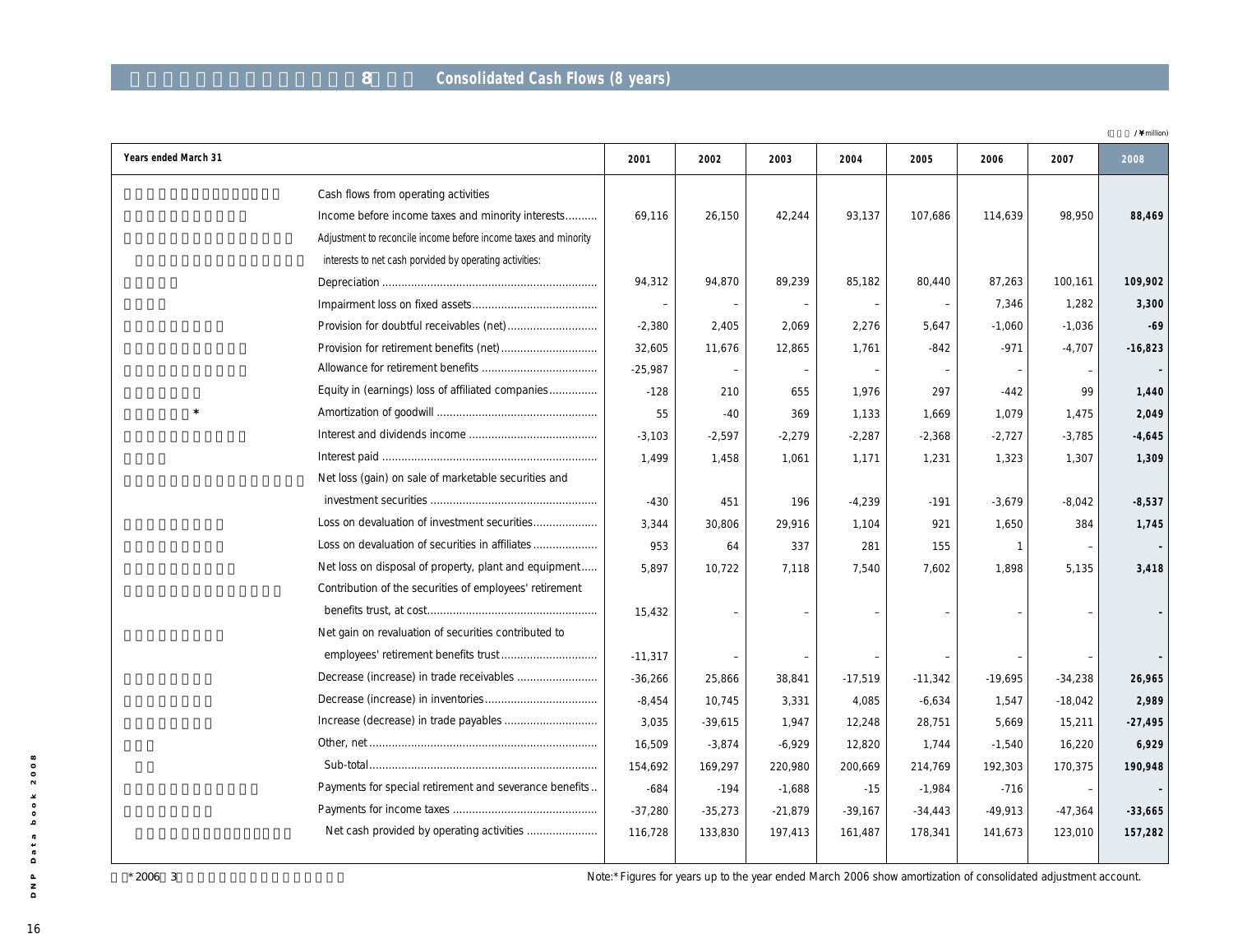# 8 Consolidated Cash Flows (8 years)

(¥million)

| Years ended March 31 | 2001 | 2002 | 2003 | 2004 | 2005 | 2006 | 2007 | 2008 |
|---|---|---|---|---|---|---|---|---|
| Cash flows from operating activities | | | | | | | | |
| Income before income taxes and minority interests | 69,116 | 26,150 | 42,244 | 93,137 | 107,686 | 114,639 | 98,950 | **88,469** |
| Adjustment to reconcile income before income taxes and minority interests to net cash porvided by operating activities: | | | | | | | | |
| Depreciation | 94,312 | 94,870 | 89,239 | 85,182 | 80,440 | 87,263 | 100,161 | **109,902** |
| Impairment loss on fixed assets | – | – | – | – | – | 7,346 | 1,282 | **3,300** |
| Provision for doubtful receivables (net) | -2,380 | 2,405 | 2,069 | 2,276 | 5,647 | -1,060 | -1,036 | **-69** |
| Provision for retirement benefits (net) | 32,605 | 11,676 | 12,865 | 1,761 | -842 | -971 | -4,707 | **-16,823** |
| Allowance for retirement benefits | -25,987 | – | – | – | – | – | – | **-** |
| Equity in (earnings) loss of affiliated companies | -128 | 210 | 655 | 1,976 | 297 | -442 | 99 | **1,440** |
| Amortization of goodwill * | 55 | -40 | 369 | 1,133 | 1,669 | 1,079 | 1,475 | **2,049** |
| Interest and dividends income | -3,103 | -2,597 | -2,279 | -2,287 | -2,368 | -2,727 | -3,785 | **-4,645** |
| Interest paid | 1,499 | 1,458 | 1,061 | 1,171 | 1,231 | 1,323 | 1,307 | **1,309** |
| Net loss (gain) on sale of marketable securities and investment securities | -430 | 451 | 196 | -4,239 | -191 | -3,679 | -8,042 | **-8,537** |
| Loss on devaluation of investment securities | 3,344 | 30,806 | 29,916 | 1,104 | 921 | 1,650 | 384 | **1,745** |
| Loss on devaluation of securities in affiliates | 953 | 64 | 337 | 281 | 155 | 1 | – | **-** |
| Net loss on disposal of property, plant and equipment | 5,897 | 10,722 | 7,118 | 7,540 | 7,602 | 1,898 | 5,135 | **3,418** |
| Contribution of the securities of employees' retirement benefits trust, at cost | 15,432 | – | – | – | – | – | – | **-** |
| Net gain on revaluation of securities contributed to employees' retirement benefits trust | -11,317 | – | – | – | – | – | – | **-** |
| Decrease (increase) in trade receivables | -36,266 | 25,866 | 38,841 | -17,519 | -11,342 | -19,695 | -34,238 | **26,965** |
| Decrease (increase) in inventories | -8,454 | 10,745 | 3,331 | 4,085 | -6,634 | 1,547 | -18,042 | **2,989** |
| Increase (decrease) in trade payables | 3,035 | -39,615 | 1,947 | 12,248 | 28,751 | 5,669 | 15,211 | **-27,495** |
| Other, net | 16,509 | -3,874 | -6,929 | 12,820 | 1,744 | -1,540 | 16,220 | **6,929** |
| Sub-total | 154,692 | 169,297 | 220,980 | 200,669 | 214,769 | 192,303 | 170,375 | **190,948** |
| Payments for special retirement and severance benefits | -684 | -194 | -1,688 | -15 | -1,984 | -716 | – | **-** |
| Payments for income taxes | -37,280 | -35,273 | -21,879 | -39,167 | -34,443 | -49,913 | -47,364 | **-33,665** |
| Net cash provided by operating activities | 116,728 | 133,830 | 197,413 | 161,487 | 178,341 | 141,673 | 123,010 | **157,282** |

Note:* Figures for years up to the year ended March 2006 show amortization of consolidated adjustment account.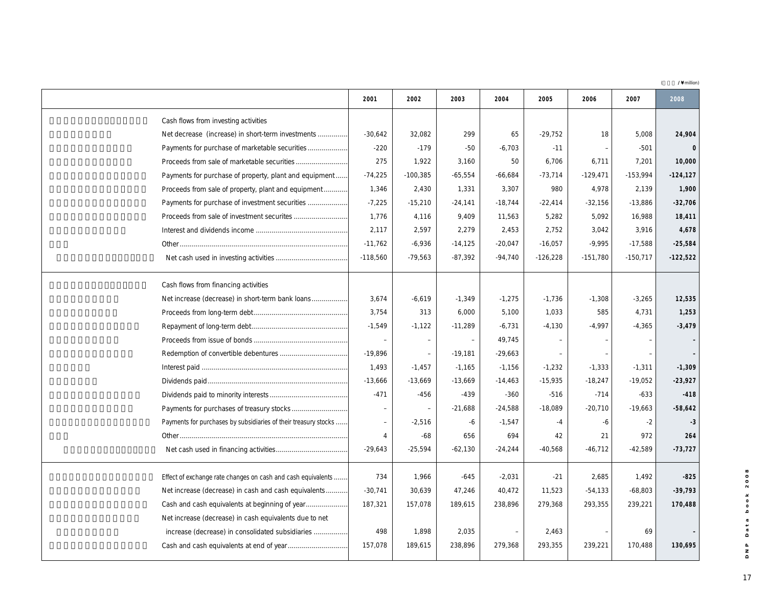(¥million)

| | | 2001 | 2002 | 2003 | 2004 | 2005 | 2006 | 2007 | 2008 |
|---|---|---|---|---|---|---|---|---|---|
| | Cash flows from investing activities | | | | | | | | |
| | Net decrease (increase) in short-term investments | -30,642 | 32,082 | 299 | 65 | -29,752 | 18 | 5,008 | **24,904** |
| | Payments for purchase of marketable securities | -220 | -179 | -50 | -6,703 | -11 | – | -501 | **0** |
| | Proceeds from sale of marketable securities | 275 | 1,922 | 3,160 | 50 | 6,706 | 6,711 | 7,201 | **10,000** |
| | Payments for purchase of property, plant and equipment | -74,225 | -100,385 | -65,554 | -66,684 | -73,714 | -129,471 | -153,994 | **-124,127** |
| | Proceeds from sale of property, plant and equipment | 1,346 | 2,430 | 1,331 | 3,307 | 980 | 4,978 | 2,139 | **1,900** |
| | Payments for purchase of investment securities | -7,225 | -15,210 | -24,141 | -18,744 | -22,414 | -32,156 | -13,886 | **-32,706** |
| | Proceeds from sale of investment securites | 1,776 | 4,116 | 9,409 | 11,563 | 5,282 | 5,092 | 16,988 | **18,411** |
| | Interest and dividends income | 2,117 | 2,597 | 2,279 | 2,453 | 2,752 | 3,042 | 3,916 | **4,678** |
| | Other | -11,762 | -6,936 | -14,125 | -20,047 | -16,057 | -9,995 | -17,588 | **-25,584** |
| | Net cash used in investing activities | -118,560 | -79,563 | -87,392 | -94,740 | -126,228 | -151,780 | -150,717 | **-122,522** |
| | Cash flows from financing activities | | | | | | | | |
| | Net increase (decrease) in short-term bank loans | 3,674 | -6,619 | -1,349 | -1,275 | -1,736 | -1,308 | -3,265 | **12,535** |
| | Proceeds from long-term debt | 3,754 | 313 | 6,000 | 5,100 | 1,033 | 585 | 4,731 | **1,253** |
| | Repayment of long-term debt | -1,549 | -1,122 | -11,289 | -6,731 | -4,130 | -4,997 | -4,365 | **-3,479** |
| | Proceeds from issue of bonds | – | – | – | 49,745 | – | – | – | **-** |
| | Redemption of convertible debentures | -19,896 | – | -19,181 | -29,663 | – | – | – | **-** |
| | Interest paid | 1,493 | -1,457 | -1,165 | -1,156 | -1,232 | -1,333 | -1,311 | **-1,309** |
| | Dividends paid | -13,666 | -13,669 | -13,669 | -14,463 | -15,935 | -18,247 | -19,052 | **-23,927** |
| | Dividends paid to minority interests | -471 | -456 | -439 | -360 | -516 | -714 | -633 | **-418** |
| | Payments for purchases of treasury stocks | – | – | -21,688 | -24,588 | -18,089 | -20,710 | -19,663 | **-58,642** |
| | Payments for purchases by subsidiaries of their treasury stocks | – | -2,516 | -6 | -1,547 | -4 | -6 | -2 | **-3** |
| | Other | 4 | -68 | 656 | 694 | 42 | 21 | 972 | **264** |
| | Net cash used in financing activities | -29,643 | -25,594 | -62,130 | -24,244 | -40,568 | -46,712 | -42,589 | **-73,727** |
| | Effect of exchange rate changes on cash and cash equivalents | 734 | 1,966 | -645 | -2,031 | -21 | 2,685 | 1,492 | **-825** |
| | Net increase (decrease) in cash and cash equivalents | -30,741 | 30,639 | 47,246 | 40,472 | 11,523 | -54,133 | -68,803 | **-39,793** |
| | Cash and cash equivalents at beginning of year | 187,321 | 157,078 | 189,615 | 238,896 | 279,368 | 293,355 | 239,221 | **170,488** |
| | Net increase (decrease) in cash equivalents due to net increase (decrease) in consolidated subsidiaries | 498 | 1,898 | 2,035 | – | 2,463 | – | 69 | **-** |
| | Cash and cash equivalents at end of year | 157,078 | 189,615 | 238,896 | 279,368 | 293,355 | 239,221 | 170,488 | **130,695** |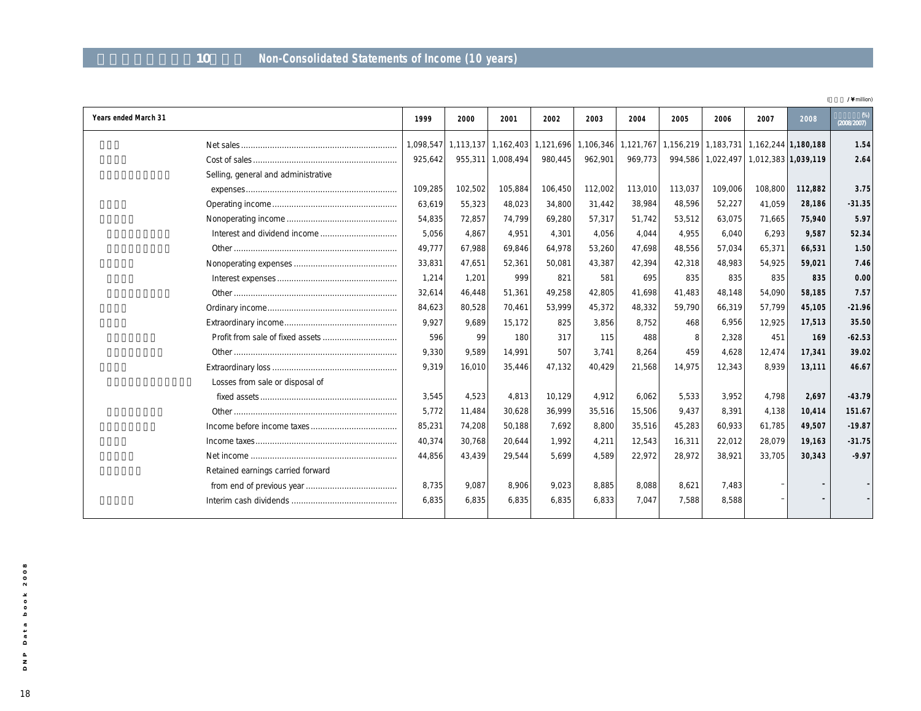## 10 Non-Consolidated Statements of Income (10 years)

( / ¥million)

| Years ended March 31 | 1999 | 2000 | 2001 | 2002 | 2003 | 2004 | 2005 | 2006 | 2007 | 2008 | (%) (2008/2007) |
|---|---|---|---|---|---|---|---|---|---|---|---|
| Net sales | 1,098,547 | 1,113,137 | 1,162,403 | 1,121,696 | 1,106,346 | 1,121,767 | 1,156,219 | 1,183,731 | 1,162,244 | **1,180,188** | **1.54** |
| Cost of sales | 925,642 | 955,311 | 1,008,494 | 980,445 | 962,901 | 969,773 | 994,586 | 1,022,497 | 1,012,383 | **1,039,119** | **2.64** |
| Selling, general and administrative expenses | 109,285 | 102,502 | 105,884 | 106,450 | 112,002 | 113,010 | 113,037 | 109,006 | 108,800 | **112,882** | **3.75** |
| Operating income | 63,619 | 55,323 | 48,023 | 34,800 | 31,442 | 38,984 | 48,596 | 52,227 | 41,059 | **28,186** | **-31.35** |
| Nonoperating income | 54,835 | 72,857 | 74,799 | 69,280 | 57,317 | 51,742 | 53,512 | 63,075 | 71,665 | **75,940** | **5.97** |
| Interest and dividend income | 5,056 | 4,867 | 4,951 | 4,301 | 4,056 | 4,044 | 4,955 | 6,040 | 6,293 | **9,587** | **52.34** |
| Other | 49,777 | 67,988 | 69,846 | 64,978 | 53,260 | 47,698 | 48,556 | 57,034 | 65,371 | **66,531** | **1.50** |
| Nonoperating expenses | 33,831 | 47,651 | 52,361 | 50,081 | 43,387 | 42,394 | 42,318 | 48,983 | 54,925 | **59,021** | **7.46** |
| Interest expenses | 1,214 | 1,201 | 999 | 821 | 581 | 695 | 835 | 835 | 835 | **835** | **0.00** |
| Other | 32,614 | 46,448 | 51,361 | 49,258 | 42,805 | 41,698 | 41,483 | 48,148 | 54,090 | **58,185** | **7.57** |
| Ordinary income | 84,623 | 80,528 | 70,461 | 53,999 | 45,372 | 48,332 | 59,790 | 66,319 | 57,799 | **45,105** | **-21.96** |
| Extraordinary income | 9,927 | 9,689 | 15,172 | 825 | 3,856 | 8,752 | 468 | 6,956 | 12,925 | **17,513** | **35.50** |
| Profit from sale of fixed assets | 596 | 99 | 180 | 317 | 115 | 488 | 8 | 2,328 | 451 | **169** | **-62.53** |
| Other | 9,330 | 9,589 | 14,991 | 507 | 3,741 | 8,264 | 459 | 4,628 | 12,474 | **17,341** | **39.02** |
| Extraordinary loss | 9,319 | 16,010 | 35,446 | 47,132 | 40,429 | 21,568 | 14,975 | 12,343 | 8,939 | **13,111** | **46.67** |
| Losses from sale or disposal of fixed assets | 3,545 | 4,523 | 4,813 | 10,129 | 4,912 | 6,062 | 5,533 | 3,952 | 4,798 | **2,697** | **-43.79** |
| Other | 5,772 | 11,484 | 30,628 | 36,999 | 35,516 | 15,506 | 9,437 | 8,391 | 4,138 | **10,414** | **151.67** |
| Income before income taxes | 85,231 | 74,208 | 50,188 | 7,692 | 8,800 | 35,516 | 45,283 | 60,933 | 61,785 | **49,507** | **-19.87** |
| Income taxes | 40,374 | 30,768 | 20,644 | 1,992 | 4,211 | 12,543 | 16,311 | 22,012 | 28,079 | **19,163** | **-31.75** |
| Net income | 44,856 | 43,439 | 29,544 | 5,699 | 4,589 | 22,972 | 28,972 | 38,921 | 33,705 | **30,343** | **-9.97** |
| Retained earnings carried forward from end of previous year | 8,735 | 9,087 | 8,906 | 9,023 | 8,885 | 8,088 | 8,621 | 7,483 | – | **-** | **-** |
| Interim cash dividends | 6,835 | 6,835 | 6,835 | 6,835 | 6,833 | 7,047 | 7,588 | 8,588 | – | **-** | **-** |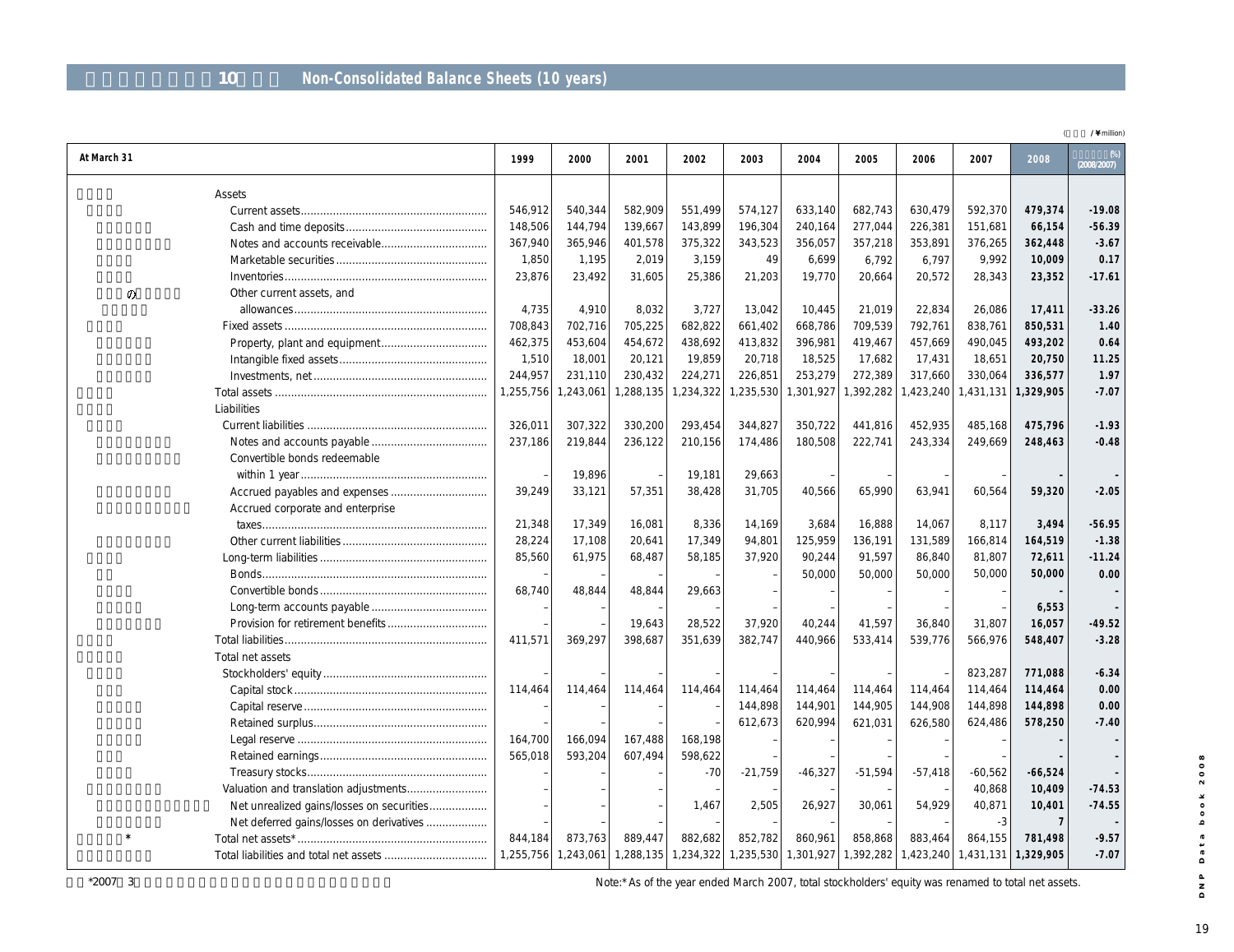## 10 Non-Consolidated Balance Sheets (10 years)

( /¥million)

| At March 31 | 1999 | 2000 | 2001 | 2002 | 2003 | 2004 | 2005 | 2006 | 2007 | 2008 | (%) (2008/2007) |
|---|---|---|---|---|---|---|---|---|---|---|---|
| Assets | | | | | | | | | | | |
| Current assets | 546,912 | 540,344 | 582,909 | 551,499 | 574,127 | 633,140 | 682,743 | 630,479 | 592,370 | **479,374** | **-19.08** |
| Cash and time deposits | 148,506 | 144,794 | 139,667 | 143,899 | 196,304 | 240,164 | 277,044 | 226,381 | 151,681 | **66,154** | **-56.39** |
| Notes and accounts receivable | 367,940 | 365,946 | 401,578 | 375,322 | 343,523 | 356,057 | 357,218 | 353,891 | 376,265 | **362,448** | **-3.67** |
| Marketable securities | 1,850 | 1,195 | 2,019 | 3,159 | 49 | 6,699 | 6,792 | 6,797 | 9,992 | **10,009** | **0.17** |
| Inventories | 23,876 | 23,492 | 31,605 | 25,386 | 21,203 | 19,770 | 20,664 | 20,572 | 28,343 | **23,352** | **-17.61** |
| Other current assets, and allowances | 4,735 | 4,910 | 8,032 | 3,727 | 13,042 | 10,445 | 21,019 | 22,834 | 26,086 | **17,411** | **-33.26** |
| Fixed assets | 708,843 | 702,716 | 705,225 | 682,822 | 661,402 | 668,786 | 709,539 | 792,761 | 838,761 | **850,531** | **1.40** |
| Property, plant and equipment | 462,375 | 453,604 | 454,672 | 438,692 | 413,832 | 396,981 | 419,467 | 457,669 | 490,045 | **493,202** | **0.64** |
| Intangible fixed assets | 1,510 | 18,001 | 20,121 | 19,859 | 20,718 | 18,525 | 17,682 | 17,431 | 18,651 | **20,750** | **11.25** |
| Investments, net | 244,957 | 231,110 | 230,432 | 224,271 | 226,851 | 253,279 | 272,389 | 317,660 | 330,064 | **336,577** | **1.97** |
| Total assets | 1,255,756 | 1,243,061 | 1,288,135 | 1,234,322 | 1,235,530 | 1,301,927 | 1,392,282 | 1,423,240 | 1,431,131 | **1,329,905** | **-7.07** |
| Liabilities | | | | | | | | | | | |
| Current liabilities | 326,011 | 307,322 | 330,200 | 293,454 | 344,827 | 350,722 | 441,816 | 452,935 | 485,168 | **475,796** | **-1.93** |
| Notes and accounts payable | 237,186 | 219,844 | 236,122 | 210,156 | 174,486 | 180,508 | 222,741 | 243,334 | 249,669 | **248,463** | **-0.48** |
| Convertible bonds redeemable within 1 year | - | 19,896 | - | 19,181 | 29,663 | - | - | - | - | **-** | **-** |
| Accrued payables and expenses | 39,249 | 33,121 | 57,351 | 38,428 | 31,705 | 40,566 | 65,990 | 63,941 | 60,564 | **59,320** | **-2.05** |
| Accrued corporate and enterprise taxes | 21,348 | 17,349 | 16,081 | 8,336 | 14,169 | 3,684 | 16,888 | 14,067 | 8,117 | **3,494** | **-56.95** |
| Other current liabilities | 28,224 | 17,108 | 20,641 | 17,349 | 94,801 | 125,959 | 136,191 | 131,589 | 166,814 | **164,519** | **-1.38** |
| Long-term liabilities | 85,560 | 61,975 | 68,487 | 58,185 | 37,920 | 90,244 | 91,597 | 86,840 | 81,807 | **72,611** | **-11.24** |
| Bonds | - | - | - | - | - | 50,000 | 50,000 | 50,000 | 50,000 | **50,000** | **0.00** |
| Convertible bonds | 68,740 | 48,844 | 48,844 | 29,663 | - | - | - | - | - | **-** | **-** |
| Long-term accounts payable | - | - | - | - | - | - | - | - | - | **6,553** | **-** |
| Provision for retirement benefits | - | - | 19,643 | 28,522 | 37,920 | 40,244 | 41,597 | 36,840 | 31,807 | **16,057** | **-49.52** |
| Total liabilities | 411,571 | 369,297 | 398,687 | 351,639 | 382,747 | 440,966 | 533,414 | 539,776 | 566,976 | **548,407** | **-3.28** |
| Total net assets | | | | | | | | | | | |
| Stockholders' equity | - | - | - | - | - | - | - | - | 823,287 | **771,088** | **-6.34** |
| Capital stock | 114,464 | 114,464 | 114,464 | 114,464 | 114,464 | 114,464 | 114,464 | 114,464 | 114,464 | **114,464** | **0.00** |
| Capital reserve | - | - | - | - | 144,898 | 144,901 | 144,905 | 144,908 | 144,898 | **144,898** | **0.00** |
| Retained surplus | - | - | - | - | 612,673 | 620,994 | 621,031 | 626,580 | 624,486 | **578,250** | **-7.40** |
| Legal reserve | 164,700 | 166,094 | 167,488 | 168,198 | - | - | - | - | - | **-** | **-** |
| Retained earnings | 565,018 | 593,204 | 607,494 | 598,622 | - | - | - | - | - | **-** | **-** |
| Treasury stocks | - | - | - | -70 | -21,759 | -46,327 | -51,594 | -57,418 | -60,562 | **-66,524** | **-** |
| Valuation and translation adjustments | - | - | - | - | - | - | - | - | 40,868 | **10,409** | **-74.53** |
| Net unrealized gains/losses on securities | - | - | - | 1,467 | 2,505 | 26,927 | 30,061 | 54,929 | 40,871 | **10,401** | **-74.55** |
| Net deferred gains/losses on derivatives | - | - | - | - | - | - | - | - | -3 | **7** | **-** |
| Total net assets* | 844,184 | 873,763 | 889,447 | 882,682 | 852,782 | 860,961 | 858,868 | 883,464 | 864,155 | **781,498** | **-9.57** |
| Total liabilities and total net assets | 1,255,756 | 1,243,061 | 1,288,135 | 1,234,322 | 1,235,530 | 1,301,927 | 1,392,282 | 1,423,240 | 1,431,131 | **1,329,905** | **-7.07** |

*2007 3

Note:* As of the year ended March 2007, total stockholders' equity was renamed to total net assets.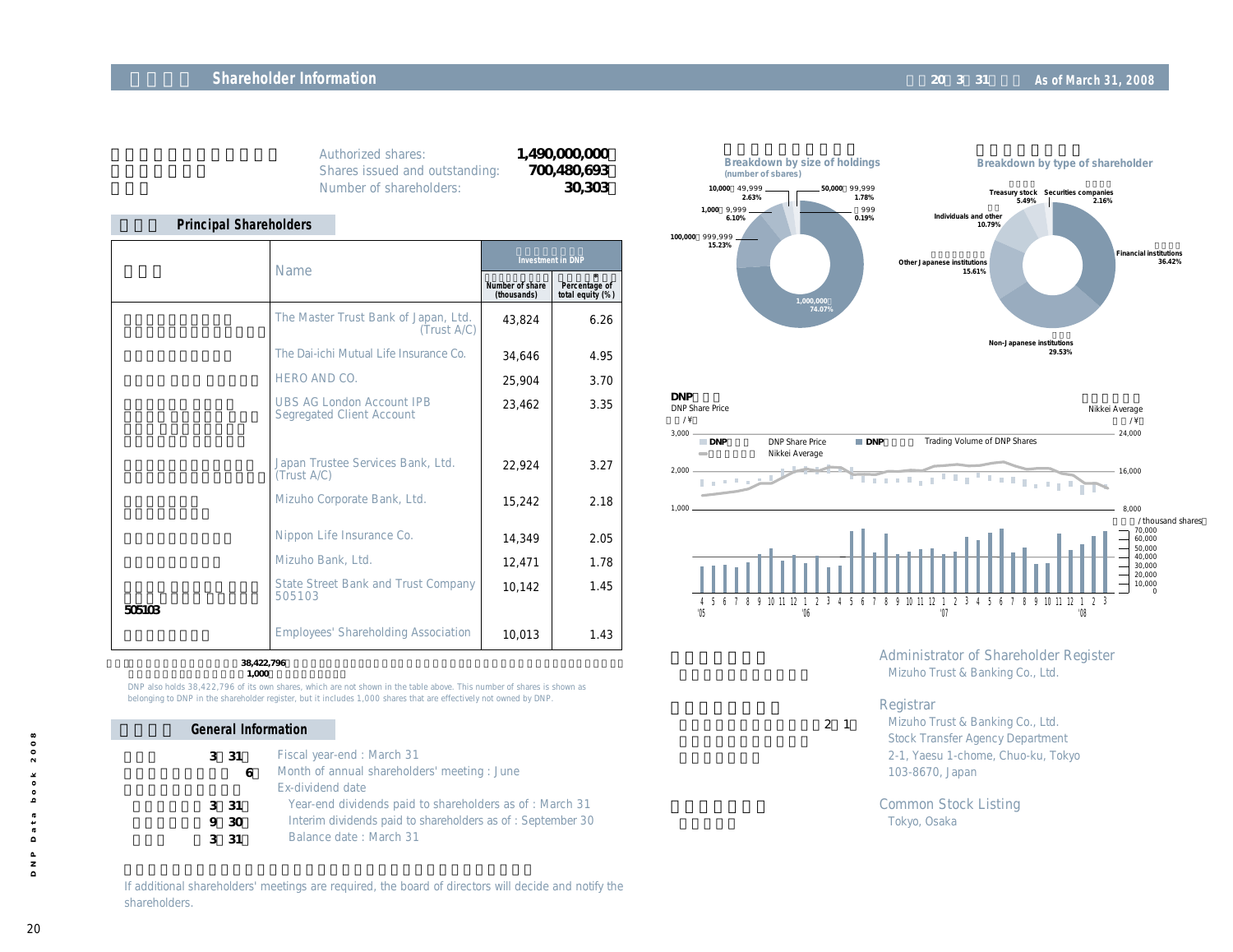## Shareholder Information

As of March 31, 2008

| | |
|---|---|
| Authorized shares: | 1,490,000,000 |
| Shares issued and outstanding: | 700,480,693 |
| Number of shareholders: | 30,303 |

### Principal Shareholders

| Name | Investment in DNP | |
|---|---|---|
| | Number of share (thousands) | Percentage of total equity (%)* |
| The Master Trust Bank of Japan, Ltd. (Trust A/C) | 43,824 | 6.26 |
| The Dai-ichi Mutual Life Insurance Co. | 34,646 | 4.95 |
| HERO AND CO. | 25,904 | 3.70 |
| UBS AG London Account IPB Segregated Client Account | 23,462 | 3.35 |
| Japan Trustee Services Bank, Ltd. (Trust A/C) | 22,924 | 3.27 |
| Mizuho Corporate Bank, Ltd. | 15,242 | 2.18 |
| Nippon Life Insurance Co. | 14,349 | 2.05 |
| Mizuho Bank, Ltd. | 12,471 | 1.78 |
| State Street Bank and Trust Company 505103 | 10,142 | 1.45 |
| Employees' Shareholding Association | 10,013 | 1.43 |

DNP also holds 38,422,796 of its own shares, which are not shown in the table above. This number of shares is shown as belonging to DNP in the shareholder register, but it includes 1,000 shares that are effectively not owned by DNP.

### General Information

Fiscal year-end : March 31

Month of annual shareholders' meeting : June

Ex-dividend date

- Year-end dividends paid to shareholders as of : March 31
- Interim dividends paid to shareholders as of : September 30

Balance date : March 31

If additional shareholders' meetings are required, the board of directors will decide and notify the shareholders.

### Breakdown by size of holdings (number of sbares)

- 1,000,000～: 74.07%
- 100,000～999,999: 15.23%
- 10,000～49,999: 2.63%
- 1,000～9,999: 6.10%
- 50,000～99,999: 1.78%
- ～999: 0.19%

### Breakdown by type of shareholder

- Financial institutions: 36.42%
- Non-Japanese institutions: 29.53%
- Other Japanese institutions: 15.61%
- Individuals and other: 10.79%
- Treasury stock: 5.49%
- Securities companies: 2.16%

### DNP Share Price / Nikkei Average

DNP Share Price (¥) — Nikkei Average (¥) — Trading Volume of DNP Shares (thousand shares)

'05 4 – '08 3

### Administrator of Shareholder Register

Mizuho Trust & Banking Co., Ltd.

### Registrar

Mizuho Trust & Banking Co., Ltd.
Stock Transfer Agency Department
2-1, Yaesu 1-chome, Chuo-ku, Tokyo
103-8670, Japan

### Common Stock Listing

Tokyo, Osaka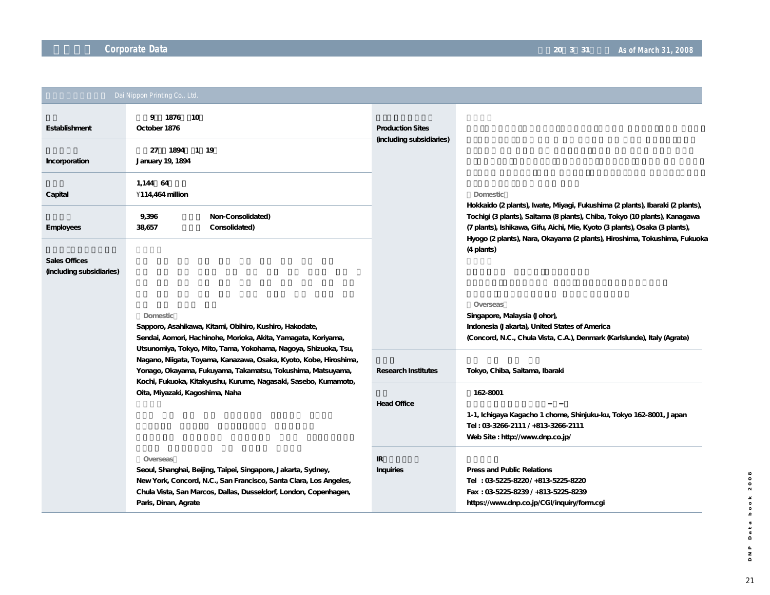## Corporate Data

As of March 31, 2008

### Dai Nippon Printing Co., Ltd.

| | |
|---|---|
| **Establishment** | **October 1876** |
| **Incorporation** | **January 19, 1894** |
| **Capital** | **¥114,464 million** |
| **Employees** | **9,396 (Non-Consolidated)**<br>**38,657 (Consolidated)** |
| **Sales Offices (including subsidiaries)** | Domestic<br>**Sapporo, Asahikawa, Kitami, Obihiro, Kushiro, Hakodate, Sendai, Aomori, Hachinohe, Morioka, Akita, Yamagata, Koriyama, Utsunomiya, Tokyo, Mito, Tama, Yokohama, Nagoya, Shizuoka, Tsu, Nagano, Niigata, Toyama, Kanazawa, Osaka, Kyoto, Kobe, Hiroshima, Yonago, Okayama, Fukuyama, Takamatsu, Tokushima, Matsuyama, Kochi, Fukuoka, Kitakyushu, Kurume, Nagasaki, Sasebo, Kumamoto, Oita, Miyazaki, Kagoshima, Naha**<br>Overseas<br>**Seoul, Shanghai, Beijing, Taipei, Singapore, Jakarta, Sydney, New York, Concord, N.C., San Francisco, Santa Clara, Los Angeles, Chula Vista, San Marcos, Dallas, Dusseldorf, London, Copenhagen, Paris, Dinan, Agrate** |
| **Production Sites (including subsidiaries)** | Domestic<br>**Hokkaido (2 plants), Iwate, Miyagi, Fukushima (2 plants), Ibaraki (2 plants), Tochigi (3 plants), Saitama (8 plants), Chiba, Tokyo (10 plants), Kanagawa (7 plants), Ishikawa, Gifu, Aichi, Mie, Kyoto (3 plants), Osaka (3 plants), Hyogo (2 plants), Nara, Okayama (2 plants), Hiroshima, Tokushima, Fukuoka (4 plants)**<br>Overseas<br>**Singapore, Malaysia (Johor), Indonesia (Jakarta), United States of America (Concord, N.C., Chula Vista, C.A.), Denmark (Karlslunde), Italy (Agrate)** |
| **Research Institutes** | **Tokyo, Chiba, Saitama, Ibaraki** |
| **Head Office** | **162-8001**<br>**1-1, Ichigaya Kagacho 1 chome, Shinjuku-ku, Tokyo 162-8001, Japan**<br>**Tel : 03-3266-2111 / +813-3266-2111**<br>**Web Site : http://www.dnp.co.jp/** |
| **IR Inquiries** | **Press and Public Relations**<br>**Tel : 03-5225-8220 / +813-5225-8220**<br>**Fax : 03-5225-8239 / +813-5225-8239**<br>**https://www.dnp.co.jp/CGI/inquiry/form.cgi** |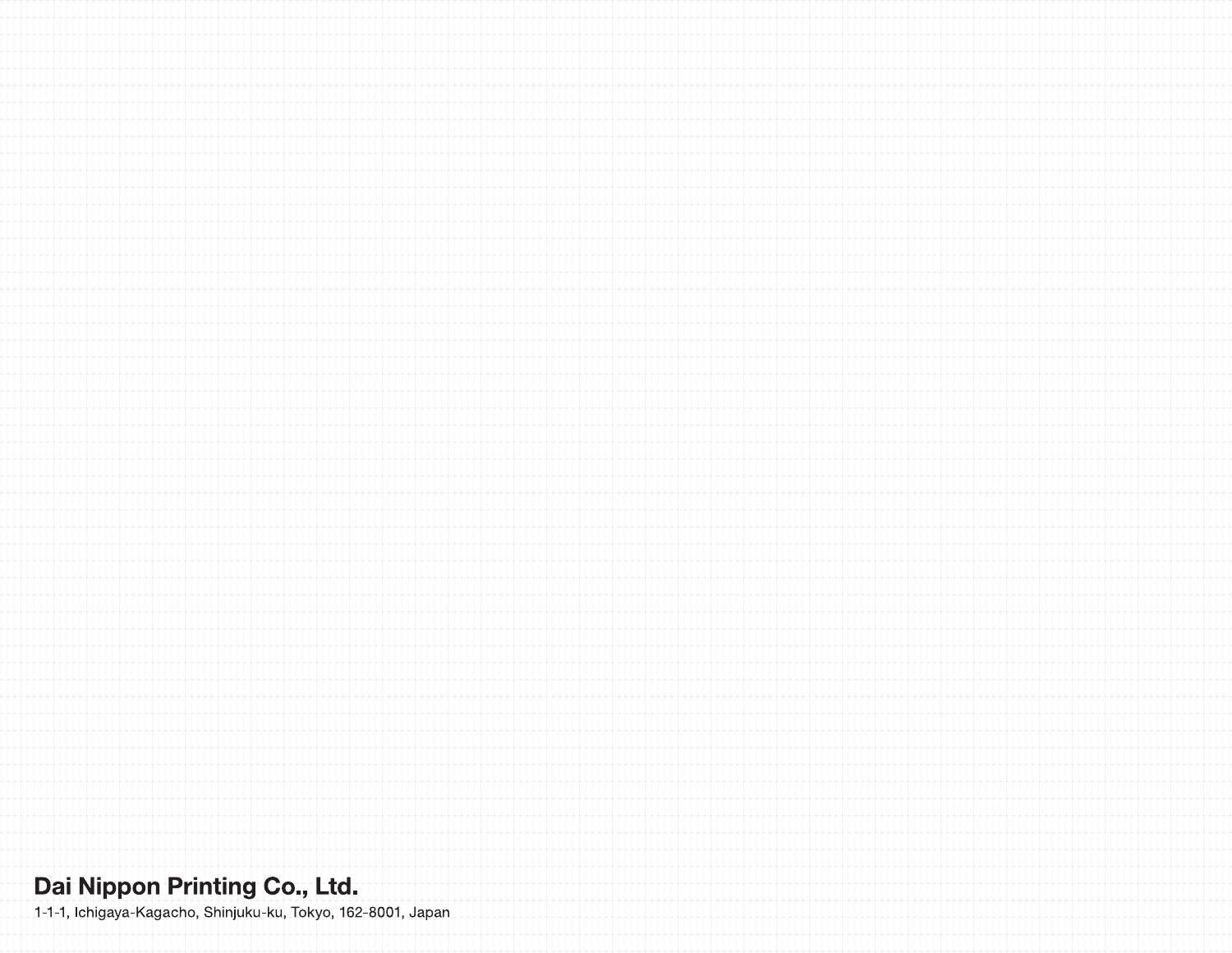**Dai Nippon Printing Co., Ltd.**

1-1-1, Ichigaya-Kagacho, Shinjuku-ku, Tokyo, 162-8001, Japan